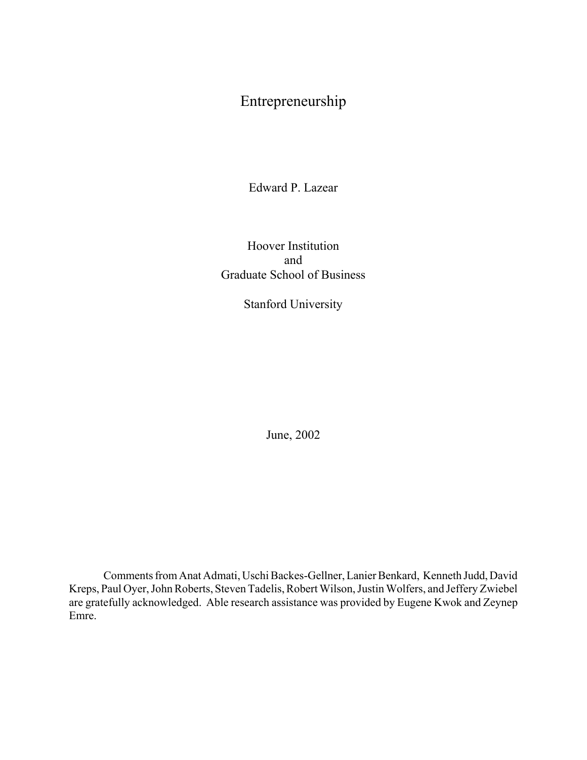# Entrepreneurship

Edward P. Lazear

Hoover Institution
and
Graduate School of Business

Stanford University

June, 2002

Comments from Anat Admati, Uschi Backes-Gellner, Lanier Benkard, Kenneth Judd, David Kreps, Paul Oyer, John Roberts, Steven Tadelis, Robert Wilson, Justin Wolfers, and Jeffery Zwiebel are gratefully acknowledged. Able research assistance was provided by Eugene Kwok and Zeynep Emre.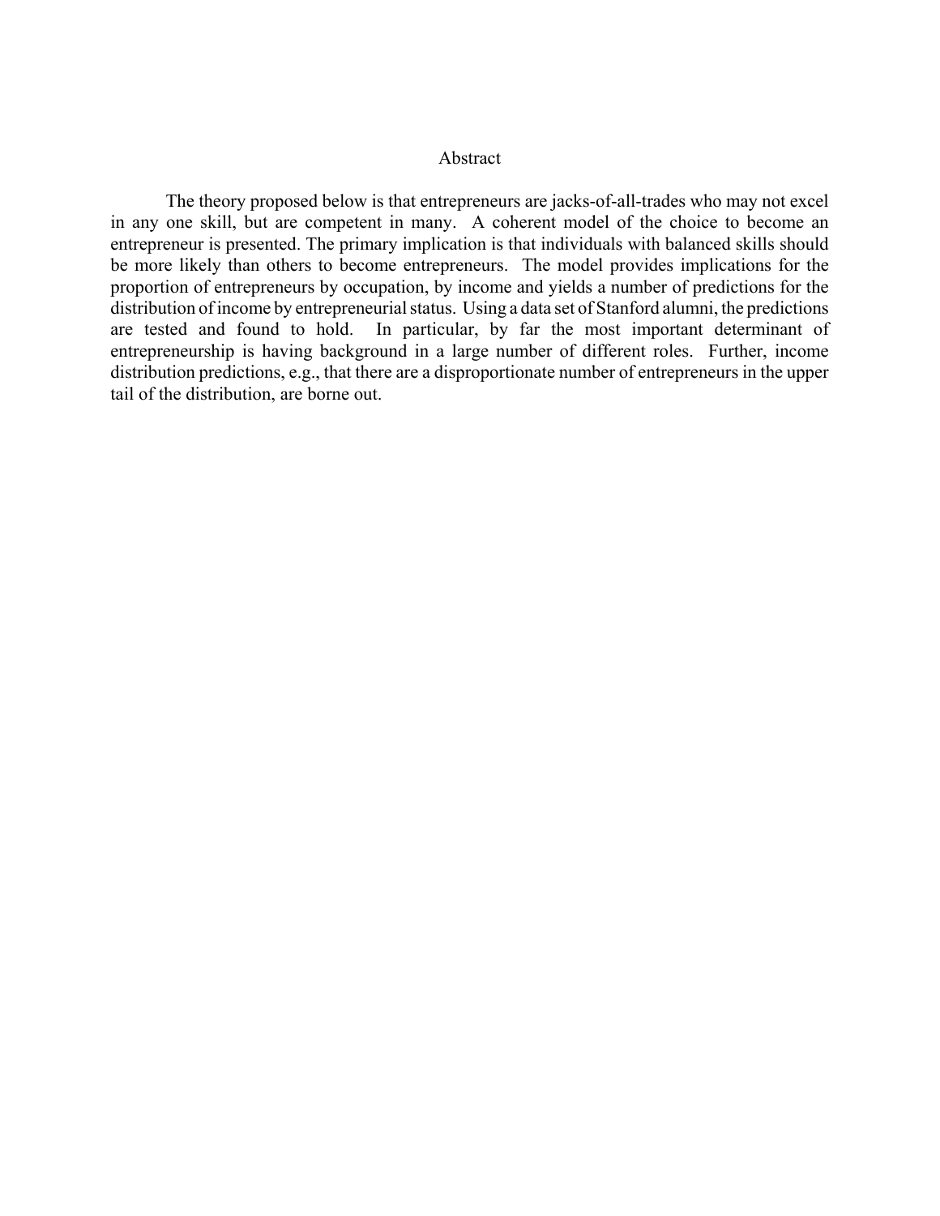## Abstract

The theory proposed below is that entrepreneurs are jacks-of-all-trades who may not excel in any one skill, but are competent in many. A coherent model of the choice to become an entrepreneur is presented. The primary implication is that individuals with balanced skills should be more likely than others to become entrepreneurs. The model provides implications for the proportion of entrepreneurs by occupation, by income and yields a number of predictions for the distribution of income by entrepreneurial status. Using a data set of Stanford alumni, the predictions are tested and found to hold. In particular, by far the most important determinant of entrepreneurship is having background in a large number of different roles. Further, income distribution predictions, e.g., that there are a disproportionate number of entrepreneurs in the upper tail of the distribution, are borne out.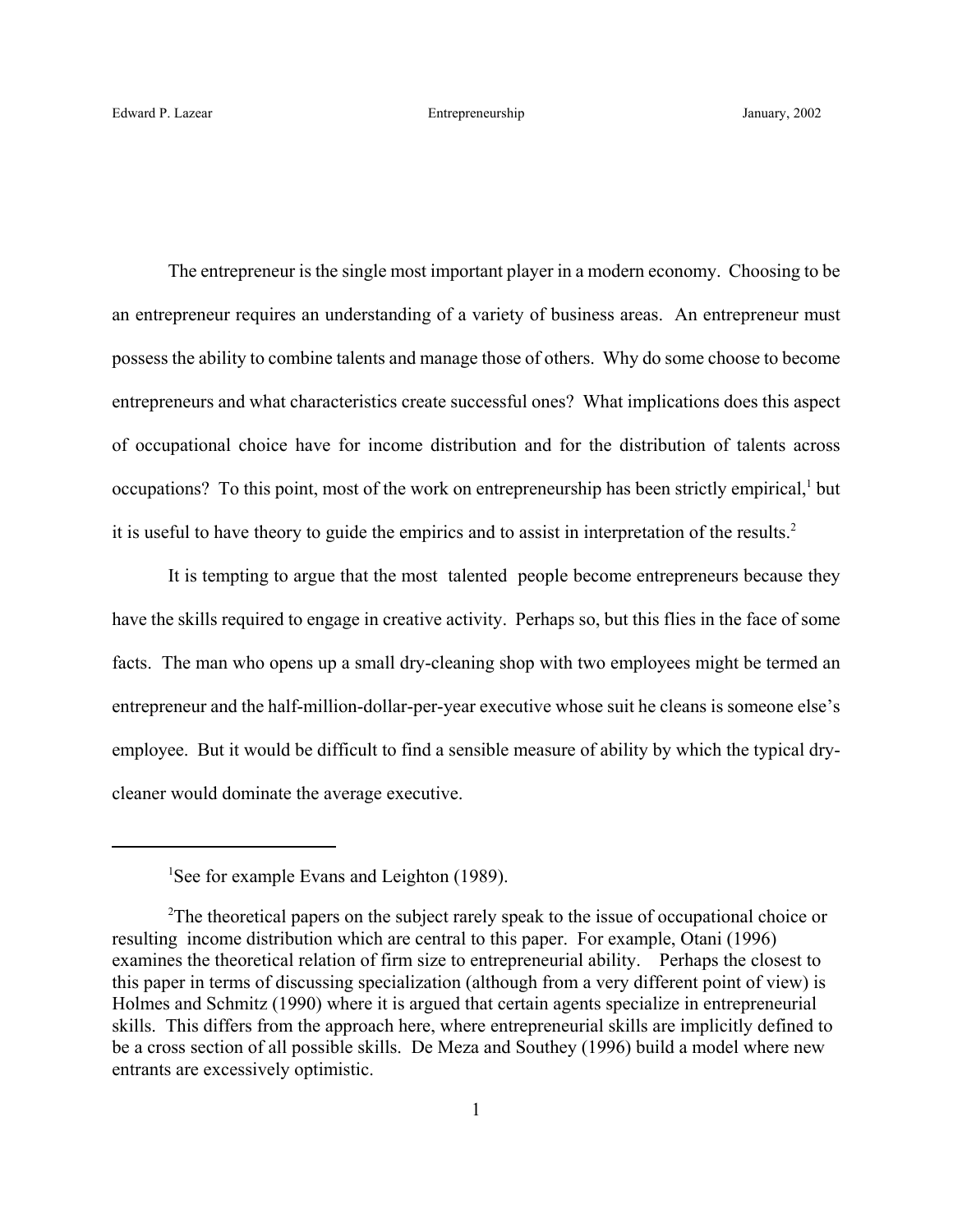The entrepreneur is the single most important player in a modern economy. Choosing to be an entrepreneur requires an understanding of a variety of business areas. An entrepreneur must possess the ability to combine talents and manage those of others. Why do some choose to become entrepreneurs and what characteristics create successful ones? What implications does this aspect of occupational choice have for income distribution and for the distribution of talents across occupations? To this point, most of the work on entrepreneurship has been strictly empirical,[1] but it is useful to have theory to guide the empirics and to assist in interpretation of the results.[2]

It is tempting to argue that the most talented people become entrepreneurs because they have the skills required to engage in creative activity. Perhaps so, but this flies in the face of some facts. The man who opens up a small dry-cleaning shop with two employees might be termed an entrepreneur and the half-million-dollar-per-year executive whose suit he cleans is someone else's employee. But it would be difficult to find a sensible measure of ability by which the typical dry-cleaner would dominate the average executive.

---

[1] See for example Evans and Leighton (1989).

[2] The theoretical papers on the subject rarely speak to the issue of occupational choice or resulting income distribution which are central to this paper. For example, Otani (1996) examines the theoretical relation of firm size to entrepreneurial ability. Perhaps the closest to this paper in terms of discussing specialization (although from a very different point of view) is Holmes and Schmitz (1990) where it is argued that certain agents specialize in entrepreneurial skills. This differs from the approach here, where entrepreneurial skills are implicitly defined to be a cross section of all possible skills. De Meza and Southey (1996) build a model where new entrants are excessively optimistic.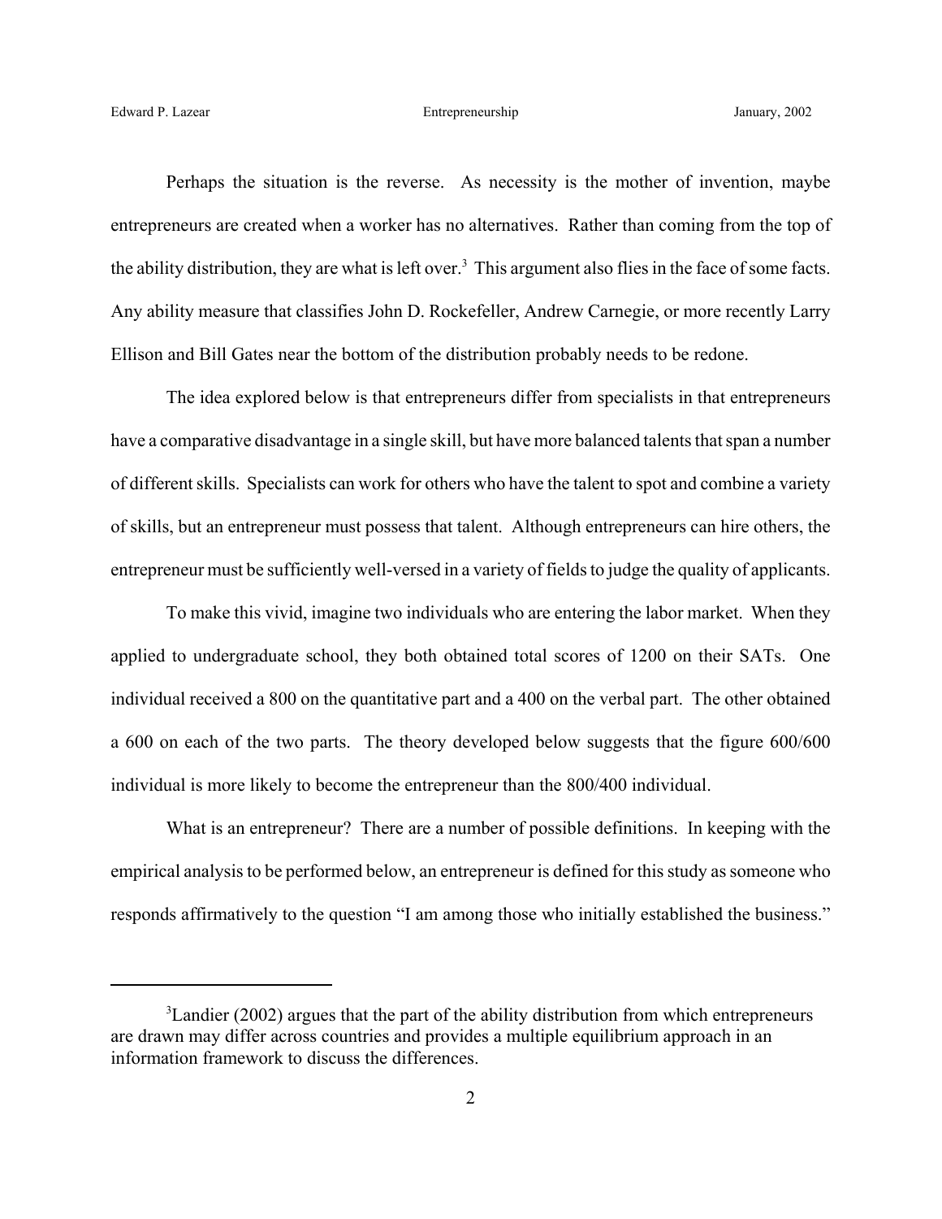Perhaps the situation is the reverse. As necessity is the mother of invention, maybe entrepreneurs are created when a worker has no alternatives. Rather than coming from the top of the ability distribution, they are what is left over.[3] This argument also flies in the face of some facts. Any ability measure that classifies John D. Rockefeller, Andrew Carnegie, or more recently Larry Ellison and Bill Gates near the bottom of the distribution probably needs to be redone.

The idea explored below is that entrepreneurs differ from specialists in that entrepreneurs have a comparative disadvantage in a single skill, but have more balanced talents that span a number of different skills. Specialists can work for others who have the talent to spot and combine a variety of skills, but an entrepreneur must possess that talent. Although entrepreneurs can hire others, the entrepreneur must be sufficiently well-versed in a variety of fields to judge the quality of applicants.

To make this vivid, imagine two individuals who are entering the labor market. When they applied to undergraduate school, they both obtained total scores of 1200 on their SATs. One individual received a 800 on the quantitative part and a 400 on the verbal part. The other obtained a 600 on each of the two parts. The theory developed below suggests that the figure 600/600 individual is more likely to become the entrepreneur than the 800/400 individual.

What is an entrepreneur? There are a number of possible definitions. In keeping with the empirical analysis to be performed below, an entrepreneur is defined for this study as someone who responds affirmatively to the question "I am among those who initially established the business."

---

[3] Landier (2002) argues that the part of the ability distribution from which entrepreneurs are drawn may differ across countries and provides a multiple equilibrium approach in an information framework to discuss the differences.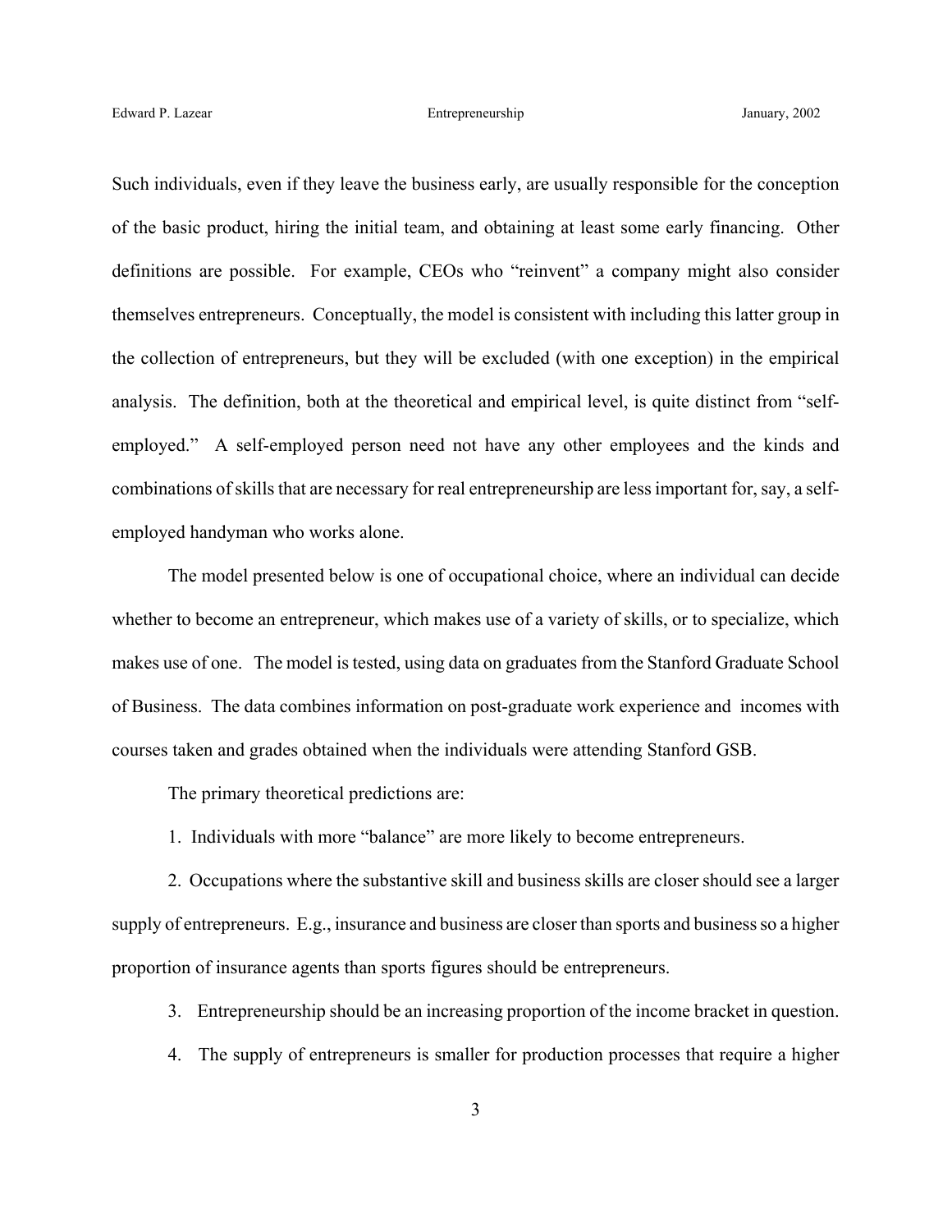Such individuals, even if they leave the business early, are usually responsible for the conception of the basic product, hiring the initial team, and obtaining at least some early financing. Other definitions are possible. For example, CEOs who "reinvent" a company might also consider themselves entrepreneurs. Conceptually, the model is consistent with including this latter group in the collection of entrepreneurs, but they will be excluded (with one exception) in the empirical analysis. The definition, both at the theoretical and empirical level, is quite distinct from "self-employed." A self-employed person need not have any other employees and the kinds and combinations of skills that are necessary for real entrepreneurship are less important for, say, a self-employed handyman who works alone.

The model presented below is one of occupational choice, where an individual can decide whether to become an entrepreneur, which makes use of a variety of skills, or to specialize, which makes use of one. The model is tested, using data on graduates from the Stanford Graduate School of Business. The data combines information on post-graduate work experience and incomes with courses taken and grades obtained when the individuals were attending Stanford GSB.

The primary theoretical predictions are:

1. Individuals with more "balance" are more likely to become entrepreneurs.

2. Occupations where the substantive skill and business skills are closer should see a larger supply of entrepreneurs. E.g., insurance and business are closer than sports and business so a higher proportion of insurance agents than sports figures should be entrepreneurs.

3. Entrepreneurship should be an increasing proportion of the income bracket in question.

4. The supply of entrepreneurs is smaller for production processes that require a higher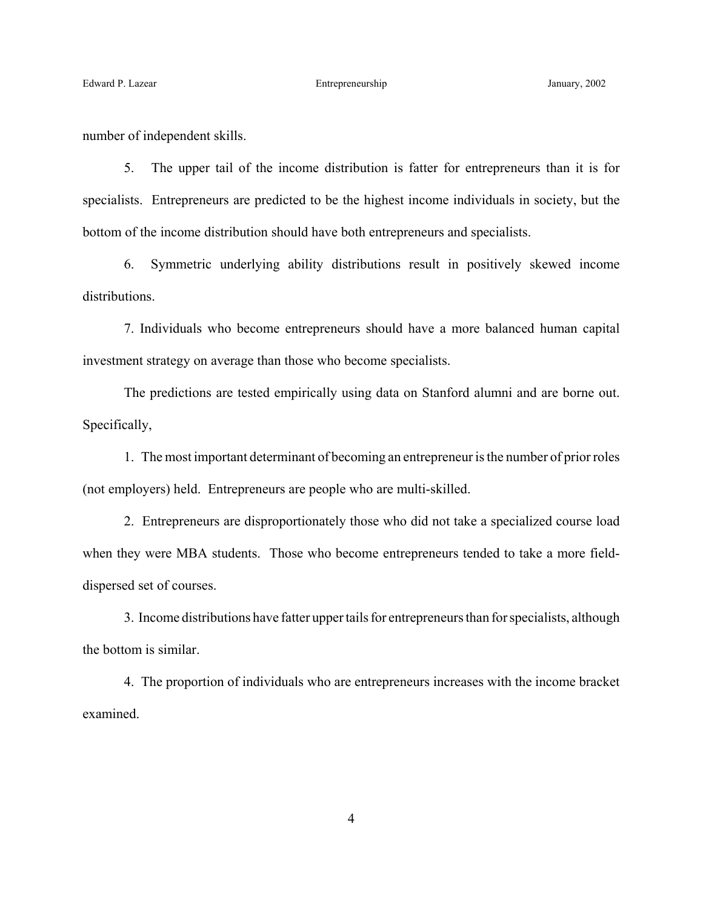number of independent skills.

5. The upper tail of the income distribution is fatter for entrepreneurs than it is for specialists. Entrepreneurs are predicted to be the highest income individuals in society, but the bottom of the income distribution should have both entrepreneurs and specialists.

6. Symmetric underlying ability distributions result in positively skewed income distributions.

7. Individuals who become entrepreneurs should have a more balanced human capital investment strategy on average than those who become specialists.

The predictions are tested empirically using data on Stanford alumni and are borne out. Specifically,

1. The most important determinant of becoming an entrepreneur is the number of prior roles (not employers) held. Entrepreneurs are people who are multi-skilled.

2. Entrepreneurs are disproportionately those who did not take a specialized course load when they were MBA students. Those who become entrepreneurs tended to take a more field-dispersed set of courses.

3. Income distributions have fatter upper tails for entrepreneurs than for specialists, although the bottom is similar.

4. The proportion of individuals who are entrepreneurs increases with the income bracket examined.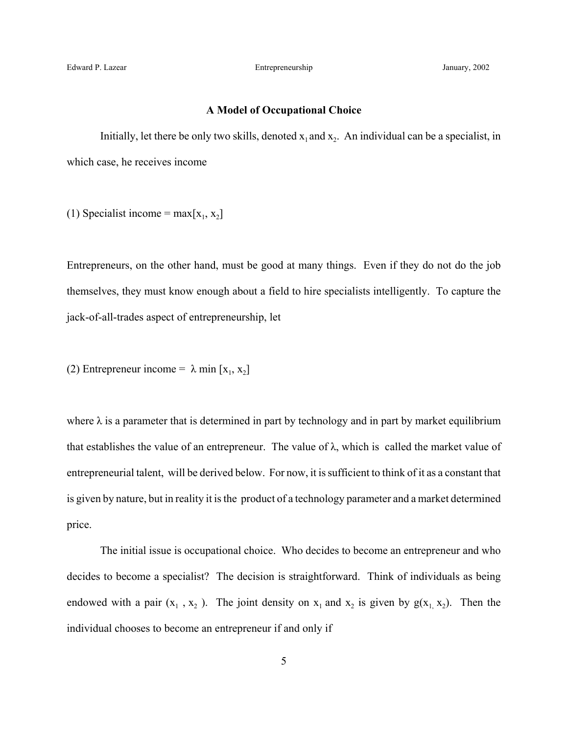### A Model of Occupational Choice

Initially, let there be only two skills, denoted $x_1$ and $x_2$. An individual can be a specialist, in which case, he receives income

(1) Specialist income = $\max[x_1, x_2]$

Entrepreneurs, on the other hand, must be good at many things. Even if they do not do the job themselves, they must know enough about a field to hire specialists intelligently. To capture the jack-of-all-trades aspect of entrepreneurship, let

(2) Entrepreneur income = $\lambda \min [x_1, x_2]$

where $\lambda$ is a parameter that is determined in part by technology and in part by market equilibrium that establishes the value of an entrepreneur. The value of $\lambda$, which is called the market value of entrepreneurial talent, will be derived below. For now, it is sufficient to think of it as a constant that is given by nature, but in reality it is the product of a technology parameter and a market determined price.

The initial issue is occupational choice. Who decides to become an entrepreneur and who decides to become a specialist? The decision is straightforward. Think of individuals as being endowed with a pair $(x_1, x_2)$. The joint density on $x_1$ and $x_2$ is given by $g(x_1, x_2)$. Then the individual chooses to become an entrepreneur if and only if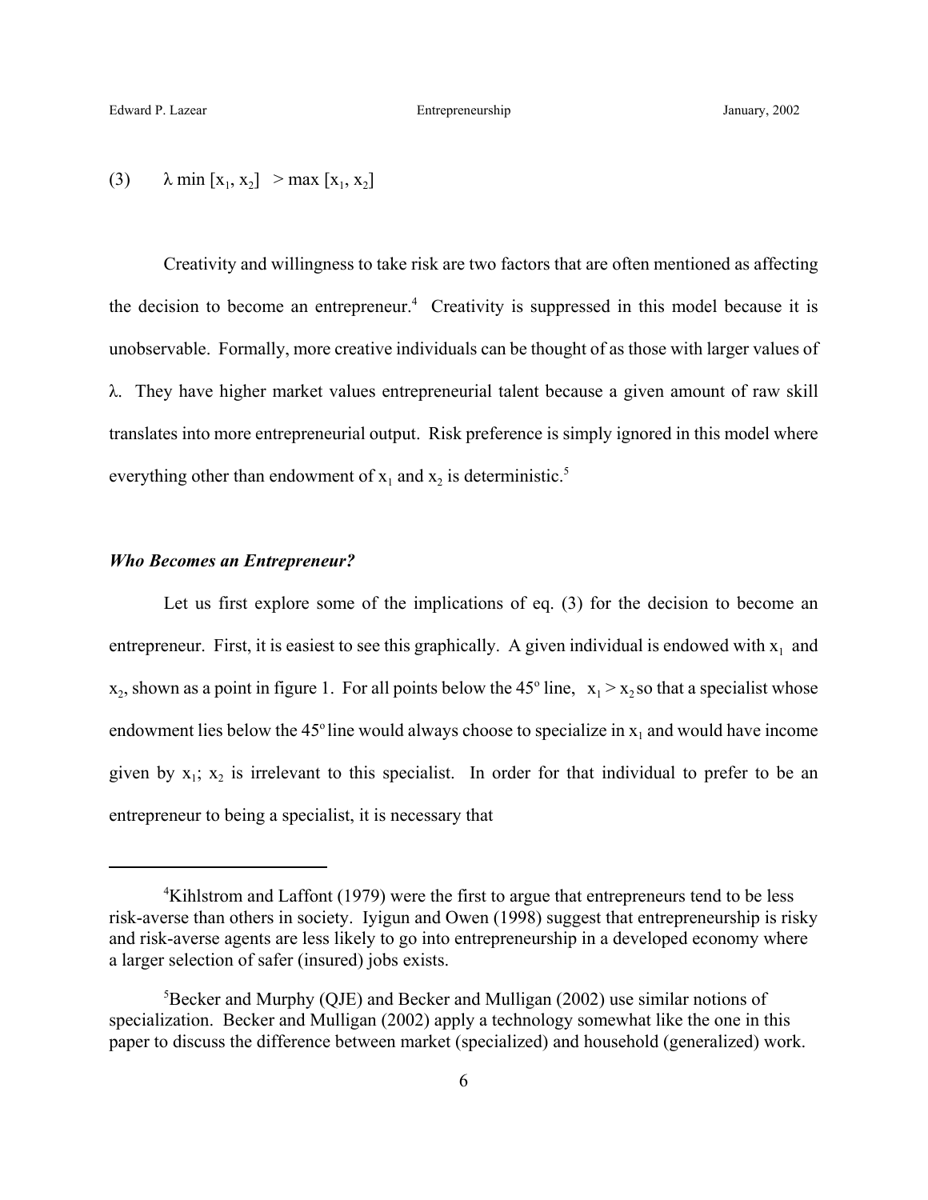$$(3) \qquad \lambda \min [x_1, x_2] > \max [x_1, x_2]$$

Creativity and willingness to take risk are two factors that are often mentioned as affecting the decision to become an entrepreneur.[4] Creativity is suppressed in this model because it is unobservable. Formally, more creative individuals can be thought of as those with larger values of $\lambda$. They have higher market values entrepreneurial talent because a given amount of raw skill translates into more entrepreneurial output. Risk preference is simply ignored in this model where everything other than endowment of $x_1$ and $x_2$ is deterministic.[5]

### *Who Becomes an Entrepreneur?*

Let us first explore some of the implications of eq. (3) for the decision to become an entrepreneur. First, it is easiest to see this graphically. A given individual is endowed with $x_1$ and $x_2$, shown as a point in figure 1. For all points below the 45° line, $x_1 > x_2$ so that a specialist whose endowment lies below the 45° line would always choose to specialize in $x_1$ and would have income given by $x_1$; $x_2$ is irrelevant to this specialist. In order for that individual to prefer to be an entrepreneur to being a specialist, it is necessary that

---

[4] Kihlstrom and Laffont (1979) were the first to argue that entrepreneurs tend to be less risk-averse than others in society. Iyigun and Owen (1998) suggest that entrepreneurship is risky and risk-averse agents are less likely to go into entrepreneurship in a developed economy where a larger selection of safer (insured) jobs exists.

[5] Becker and Murphy (QJE) and Becker and Mulligan (2002) use similar notions of specialization. Becker and Mulligan (2002) apply a technology somewhat like the one in this paper to discuss the difference between market (specialized) and household (generalized) work.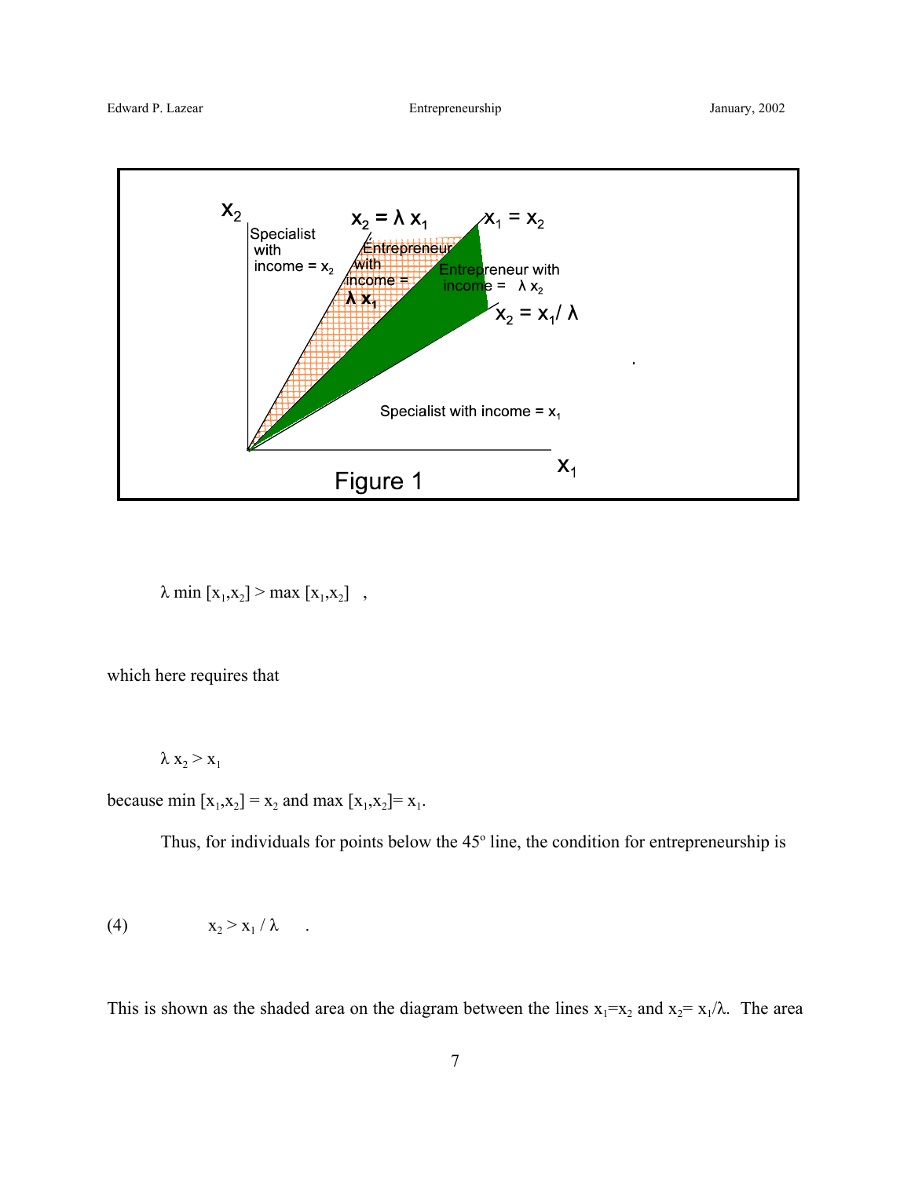$x_2$

$x_2 = \lambda x_1$

$x_1 = x_2$

Specialist with income = $x_2$

Entrepreneur with income = $\lambda x_1$

Entrepreneur with income = $\lambda x_2$

$x_2 = x_1 / \lambda$

Specialist with income = $x_1$

$x_1$

Figure 1

$$\lambda \min [x_1,x_2] > \max [x_1,x_2] \quad ,$$

which here requires that

$$\lambda x_2 > x_1$$

because $\min [x_1,x_2] = x_2$ and $\max [x_1,x_2]= x_1$.

Thus, for individuals for points below the 45° line, the condition for entrepreneurship is

$$x_2 > x_1 / \lambda \quad . \tag{4}$$

This is shown as the shaded area on the diagram between the lines $x_1=x_2$ and $x_2= x_1/\lambda$. The area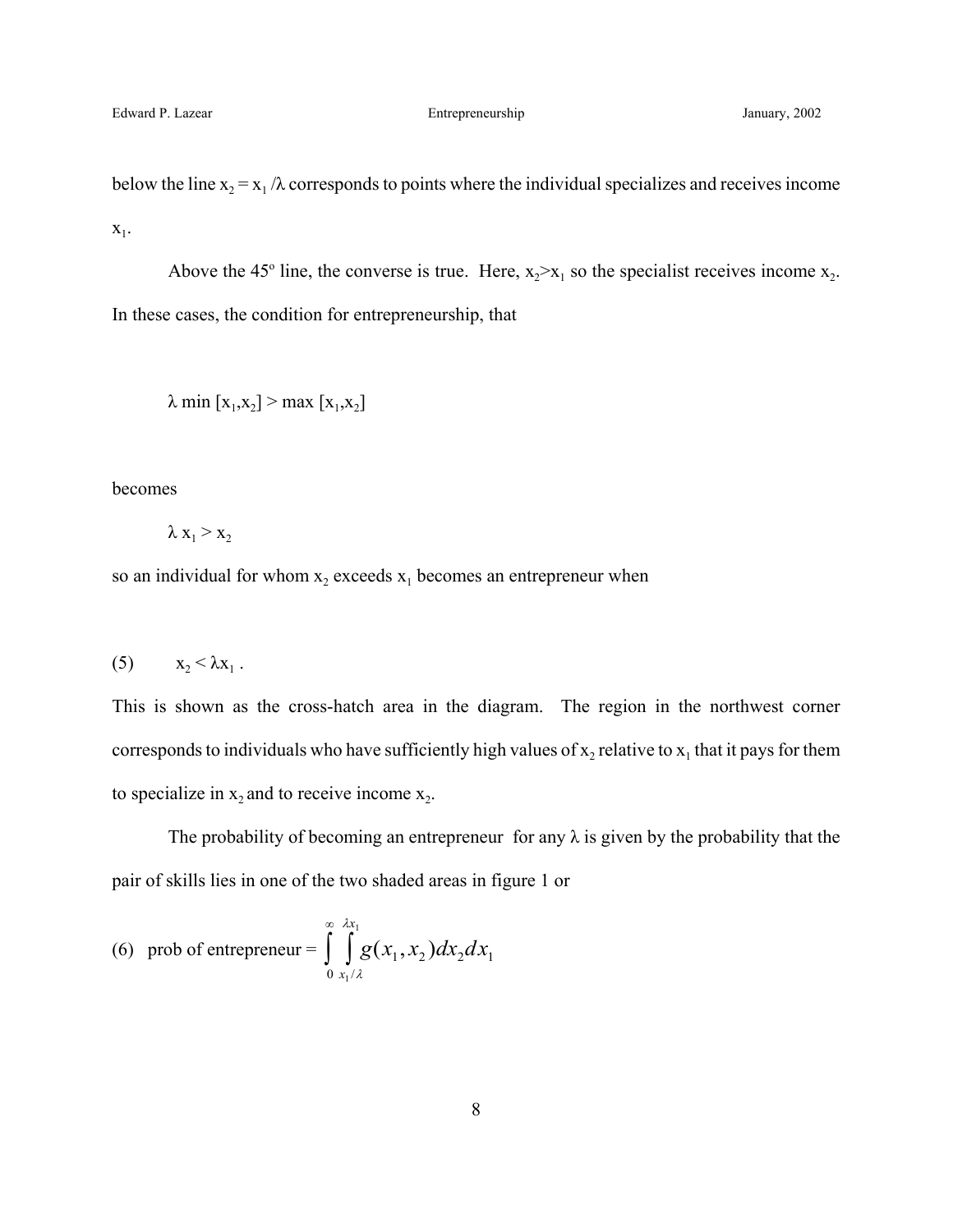below the line $x_2 = x_1/\lambda$ corresponds to points where the individual specializes and receives income $x_1$.

Above the 45º line, the converse is true. Here, $x_2 > x_1$ so the specialist receives income $x_2$. In these cases, the condition for entrepreneurship, that

$$\lambda \min[x_1, x_2] > \max[x_1, x_2]$$

becomes

$$\lambda x_1 > x_2$$

so an individual for whom $x_2$ exceeds $x_1$ becomes an entrepreneur when

$$(5) \qquad x_2 < \lambda x_1 .$$

This is shown as the cross-hatch area in the diagram. The region in the northwest corner corresponds to individuals who have sufficiently high values of $x_2$ relative to $x_1$ that it pays for them to specialize in $x_2$ and to receive income $x_2$.

The probability of becoming an entrepreneur for any $\lambda$ is given by the probability that the pair of skills lies in one of the two shaded areas in figure 1 or

$$(6) \quad \text{prob of entrepreneur} = \int_0^\infty \int_{x_1/\lambda}^{\lambda x_1} g(x_1, x_2)\, dx_2\, dx_1$$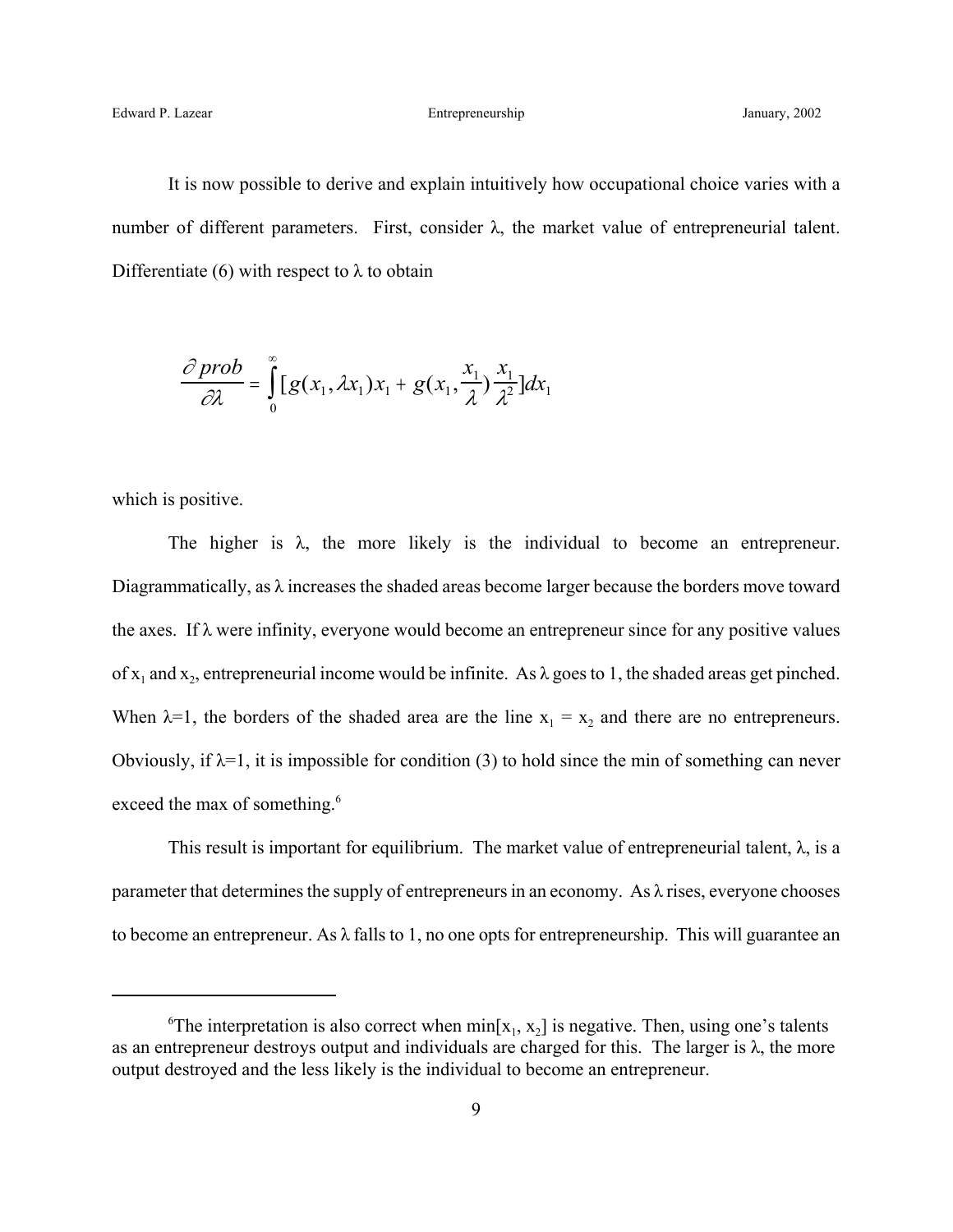It is now possible to derive and explain intuitively how occupational choice varies with a number of different parameters. First, consider λ, the market value of entrepreneurial talent. Differentiate (6) with respect to λ to obtain

$$\frac{\partial\, prob}{\partial \lambda} = \int_0^\infty [g(x_1, \lambda x_1)x_1 + g(x_1, \frac{x_1}{\lambda})\frac{x_1}{\lambda^2}]dx_1$$

which is positive.

The higher is λ, the more likely is the individual to become an entrepreneur. Diagrammatically, as λ increases the shaded areas become larger because the borders move toward the axes. If λ were infinity, everyone would become an entrepreneur since for any positive values of $x_1$ and $x_2$, entrepreneurial income would be infinite. As λ goes to 1, the shaded areas get pinched. When λ=1, the borders of the shaded area are the line $x_1 = x_2$ and there are no entrepreneurs. Obviously, if λ=1, it is impossible for condition (3) to hold since the min of something can never exceed the max of something.[6]

This result is important for equilibrium. The market value of entrepreneurial talent, λ, is a parameter that determines the supply of entrepreneurs in an economy. As λ rises, everyone chooses to become an entrepreneur. As λ falls to 1, no one opts for entrepreneurship. This will guarantee an

[6]The interpretation is also correct when $\min[x_1, x_2]$ is negative. Then, using one's talents as an entrepreneur destroys output and individuals are charged for this. The larger is λ, the more output destroyed and the less likely is the individual to become an entrepreneur.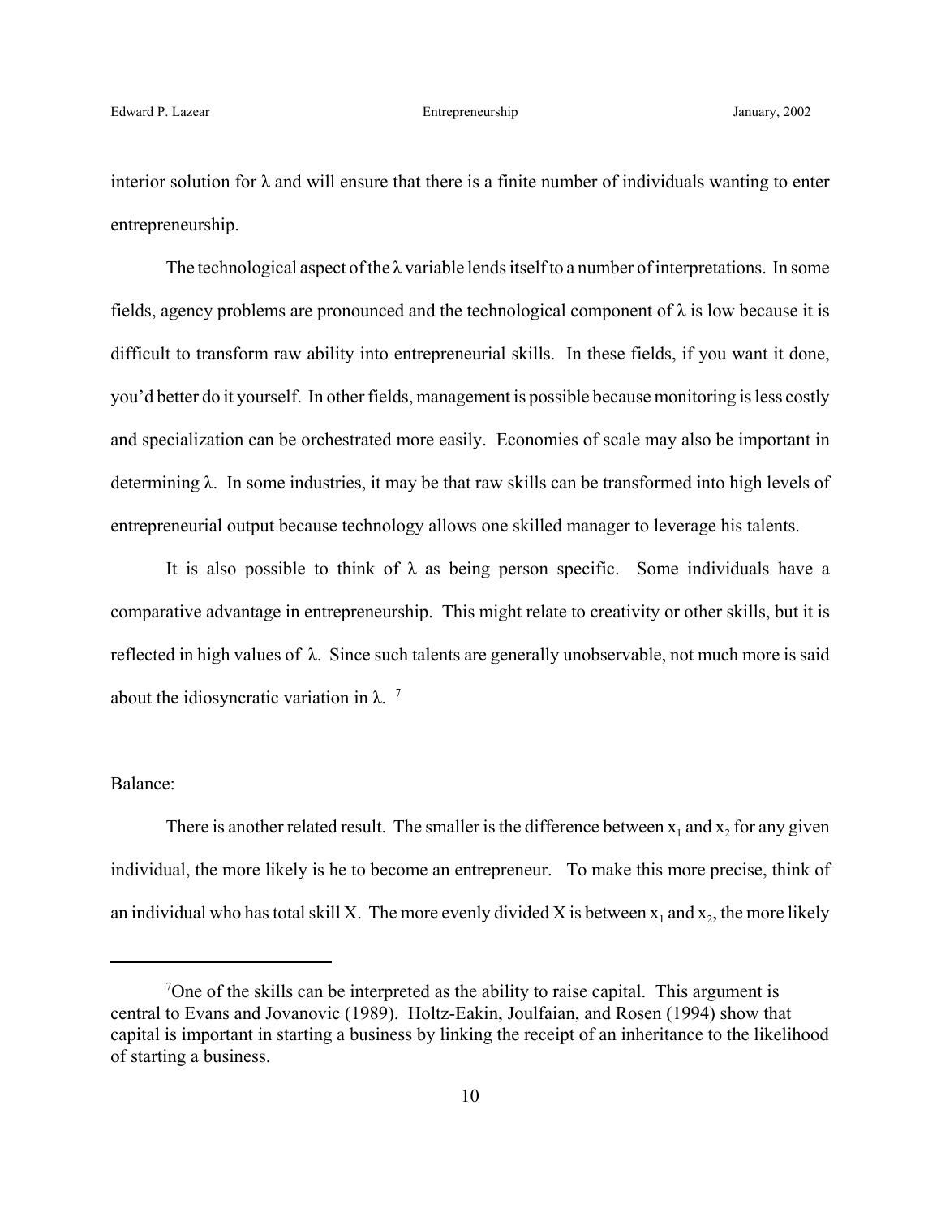interior solution for $\lambda$ and will ensure that there is a finite number of individuals wanting to enter entrepreneurship.

The technological aspect of the $\lambda$ variable lends itself to a number of interpretations. In some fields, agency problems are pronounced and the technological component of $\lambda$ is low because it is difficult to transform raw ability into entrepreneurial skills. In these fields, if you want it done, you'd better do it yourself. In other fields, management is possible because monitoring is less costly and specialization can be orchestrated more easily. Economies of scale may also be important in determining $\lambda$. In some industries, it may be that raw skills can be transformed into high levels of entrepreneurial output because technology allows one skilled manager to leverage his talents.

It is also possible to think of $\lambda$ as being person specific. Some individuals have a comparative advantage in entrepreneurship. This might relate to creativity or other skills, but it is reflected in high values of $\lambda$. Since such talents are generally unobservable, not much more is said about the idiosyncratic variation in $\lambda$. [7]

Balance:

There is another related result. The smaller is the difference between $x_1$ and $x_2$ for any given individual, the more likely is he to become an entrepreneur. To make this more precise, think of an individual who has total skill X. The more evenly divided X is between $x_1$ and $x_2$, the more likely

---

[7] One of the skills can be interpreted as the ability to raise capital. This argument is central to Evans and Jovanovic (1989). Holtz-Eakin, Joulfaian, and Rosen (1994) show that capital is important in starting a business by linking the receipt of an inheritance to the likelihood of starting a business.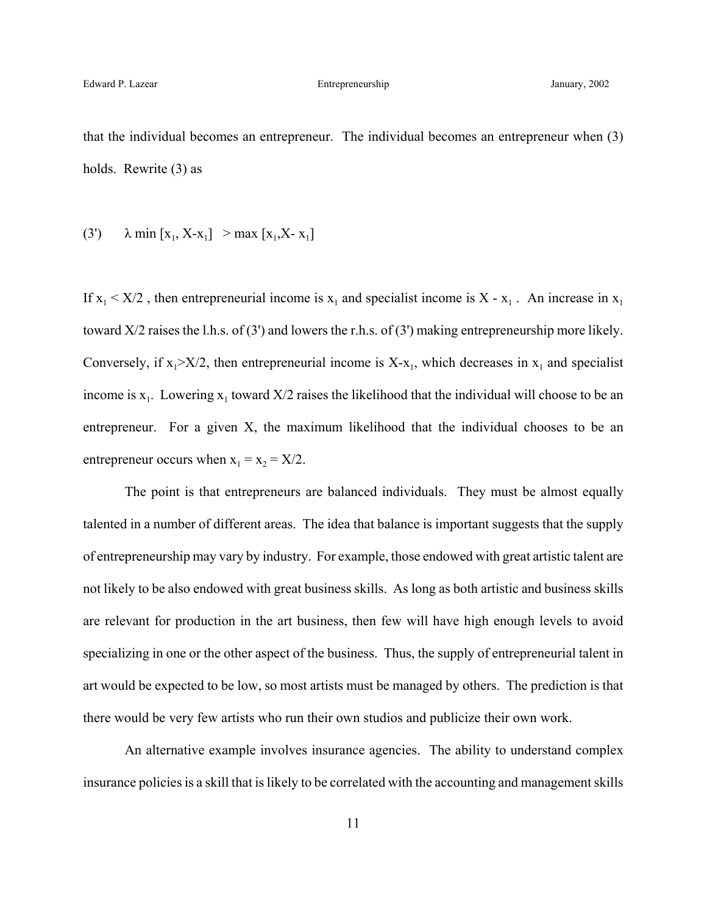that the individual becomes an entrepreneur. The individual becomes an entrepreneur when (3) holds. Rewrite (3) as

$$\text{(3')} \qquad \lambda \min [x_1, X\text{-}x_1] \;\; > \max [x_1, X\text{-}\, x_1]$$

If $x_1 < X/2$ , then entrepreneurial income is $x_1$ and specialist income is $X - x_1$ . An increase in $x_1$ toward X/2 raises the l.h.s. of (3') and lowers the r.h.s. of (3') making entrepreneurship more likely. Conversely, if $x_1 > X/2$, then entrepreneurial income is $X\text{-}x_1$, which decreases in $x_1$ and specialist income is $x_1$. Lowering $x_1$ toward X/2 raises the likelihood that the individual will choose to be an entrepreneur. For a given X, the maximum likelihood that the individual chooses to be an entrepreneur occurs when $x_1 = x_2 = X/2$.

The point is that entrepreneurs are balanced individuals. They must be almost equally talented in a number of different areas. The idea that balance is important suggests that the supply of entrepreneurship may vary by industry. For example, those endowed with great artistic talent are not likely to be also endowed with great business skills. As long as both artistic and business skills are relevant for production in the art business, then few will have high enough levels to avoid specializing in one or the other aspect of the business. Thus, the supply of entrepreneurial talent in art would be expected to be low, so most artists must be managed by others. The prediction is that there would be very few artists who run their own studios and publicize their own work.

An alternative example involves insurance agencies. The ability to understand complex insurance policies is a skill that is likely to be correlated with the accounting and management skills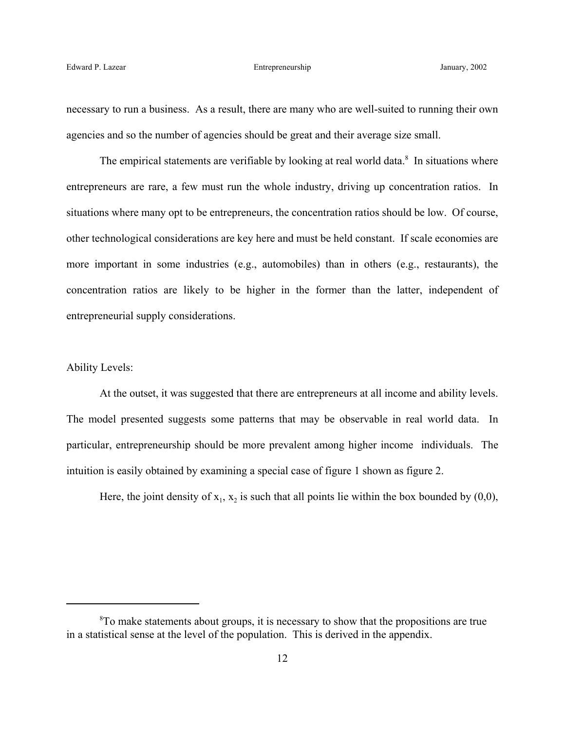necessary to run a business. As a result, there are many who are well-suited to running their own agencies and so the number of agencies should be great and their average size small.

The empirical statements are verifiable by looking at real world data.[8] In situations where entrepreneurs are rare, a few must run the whole industry, driving up concentration ratios. In situations where many opt to be entrepreneurs, the concentration ratios should be low. Of course, other technological considerations are key here and must be held constant. If scale economies are more important in some industries (e.g., automobiles) than in others (e.g., restaurants), the concentration ratios are likely to be higher in the former than the latter, independent of entrepreneurial supply considerations.

Ability Levels:

At the outset, it was suggested that there are entrepreneurs at all income and ability levels. The model presented suggests some patterns that may be observable in real world data. In particular, entrepreneurship should be more prevalent among higher income individuals. The intuition is easily obtained by examining a special case of figure 1 shown as figure 2.

Here, the joint density of $x_1$, $x_2$ is such that all points lie within the box bounded by (0,0),

---

[8] To make statements about groups, it is necessary to show that the propositions are true in a statistical sense at the level of the population. This is derived in the appendix.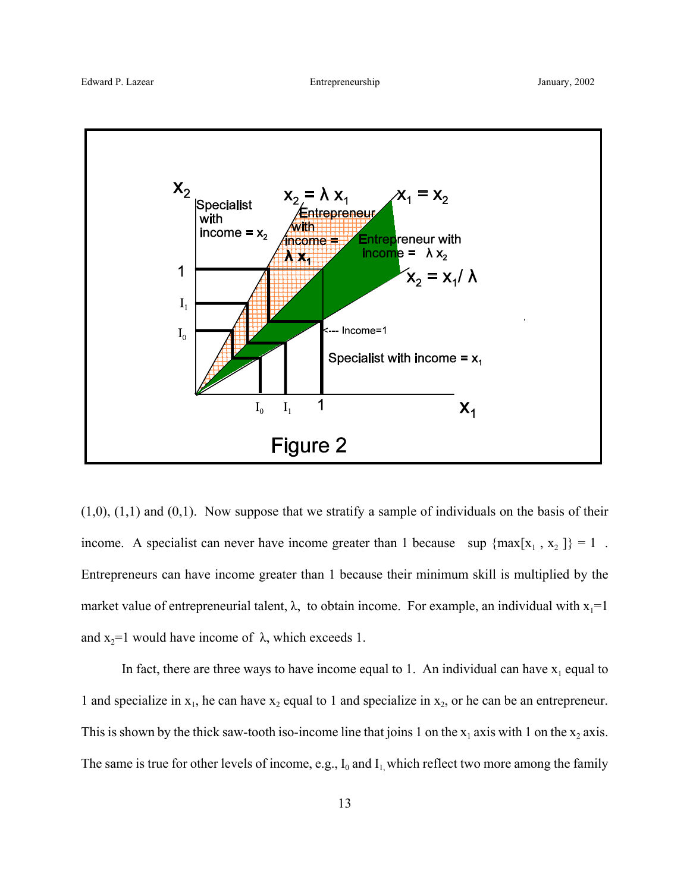Figure 2

(1,0), (1,1) and (0,1). Now suppose that we stratify a sample of individuals on the basis of their income. A specialist can never have income greater than 1 because $\sup \{\max[x_1, x_2]\} = 1$. Entrepreneurs can have income greater than 1 because their minimum skill is multiplied by the market value of entrepreneurial talent, $\lambda$, to obtain income. For example, an individual with $x_1$=1 and $x_2$=1 would have income of $\lambda$, which exceeds 1.

In fact, there are three ways to have income equal to 1. An individual can have $x_1$ equal to 1 and specialize in $x_1$, he can have $x_2$ equal to 1 and specialize in $x_2$, or he can be an entrepreneur. This is shown by the thick saw-tooth iso-income line that joins 1 on the $x_1$ axis with 1 on the $x_2$ axis. The same is true for other levels of income, e.g., $I_0$ and $I_1$, which reflect two more among the family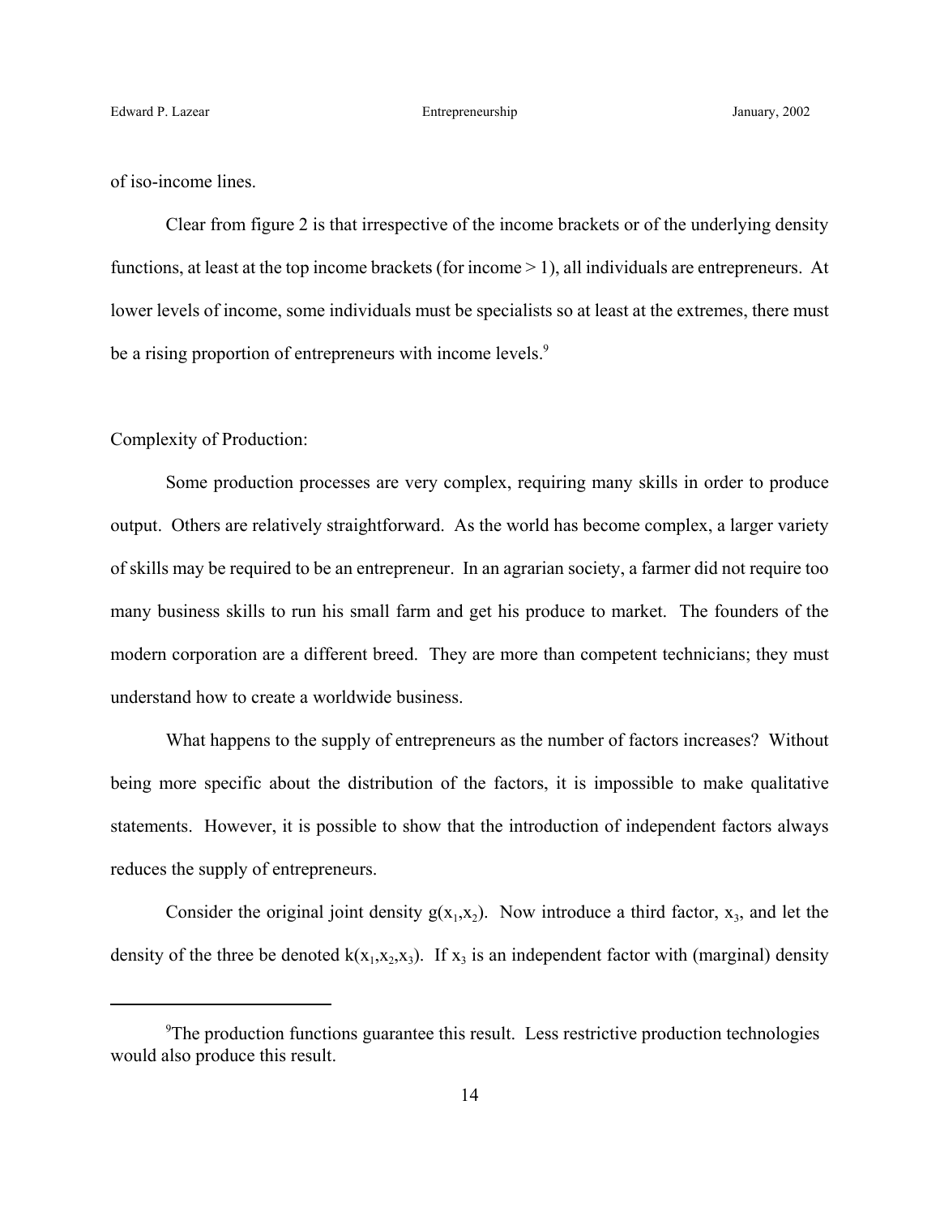of iso-income lines.

Clear from figure 2 is that irrespective of the income brackets or of the underlying density functions, at least at the top income brackets (for income > 1), all individuals are entrepreneurs. At lower levels of income, some individuals must be specialists so at least at the extremes, there must be a rising proportion of entrepreneurs with income levels.[9]

Complexity of Production:

Some production processes are very complex, requiring many skills in order to produce output. Others are relatively straightforward. As the world has become complex, a larger variety of skills may be required to be an entrepreneur. In an agrarian society, a farmer did not require too many business skills to run his small farm and get his produce to market. The founders of the modern corporation are a different breed. They are more than competent technicians; they must understand how to create a worldwide business.

What happens to the supply of entrepreneurs as the number of factors increases? Without being more specific about the distribution of the factors, it is impossible to make qualitative statements. However, it is possible to show that the introduction of independent factors always reduces the supply of entrepreneurs.

Consider the original joint density $g(x_1,x_2)$. Now introduce a third factor, $x_3$, and let the density of the three be denoted $k(x_1,x_2,x_3)$. If $x_3$ is an independent factor with (marginal) density

[9]The production functions guarantee this result. Less restrictive production technologies would also produce this result.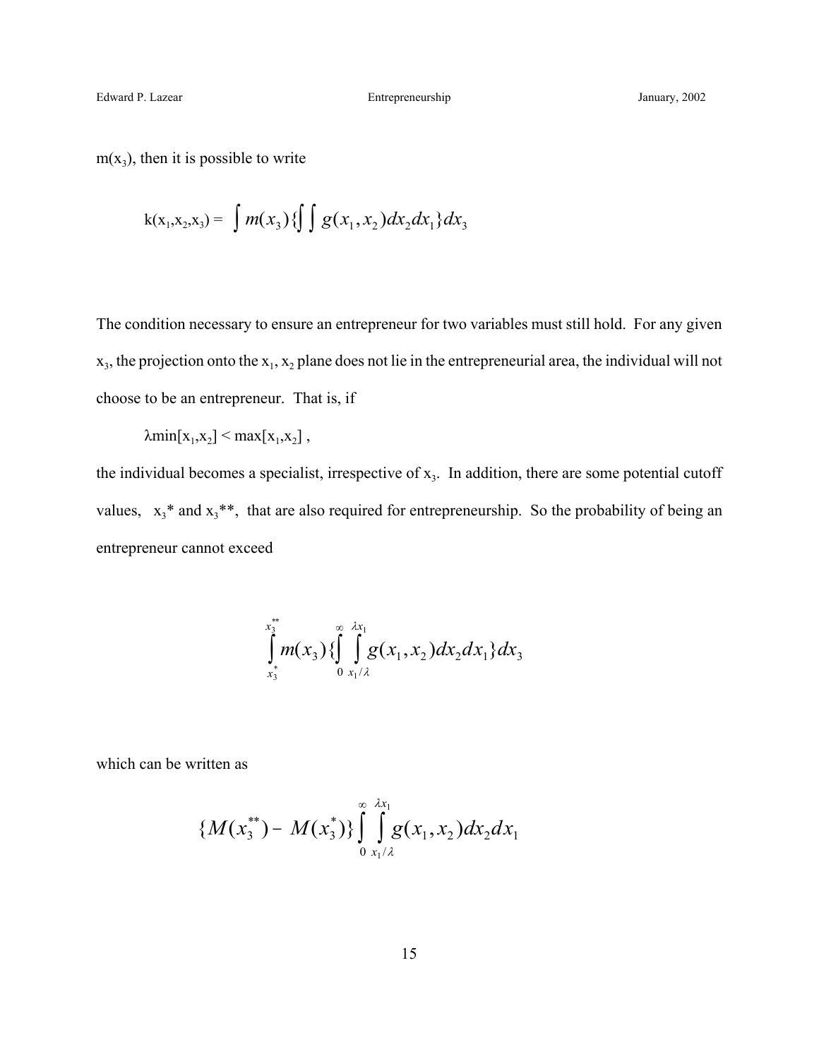$m(x_3)$, then it is possible to write

$$k(x_1,x_2,x_3) = \int m(x_3)\{\int\int g(x_1,x_2)dx_2dx_1\}dx_3$$

The condition necessary to ensure an entrepreneur for two variables must still hold. For any given $x_3$, the projection onto the $x_1$, $x_2$ plane does not lie in the entrepreneurial area, the individual will not choose to be an entrepreneur. That is, if

$$\lambda\min[x_1,x_2] < \max[x_1,x_2] \ ,$$

the individual becomes a specialist, irrespective of $x_3$. In addition, there are some potential cutoff values, $x_3$* and $x_3$**, that are also required for entrepreneurship. So the probability of being an entrepreneur cannot exceed

$$\int_{x_3^*}^{x_3^{**}} m(x_3)\{\int_0^\infty \int_{x_1/\lambda}^{\lambda x_1} g(x_1,x_2)dx_2dx_1\}dx_3$$

which can be written as

$$\{M(x_3^{**}) - M(x_3^*)\}\int_0^\infty \int_{x_1/\lambda}^{\lambda x_1} g(x_1,x_2)dx_2dx_1$$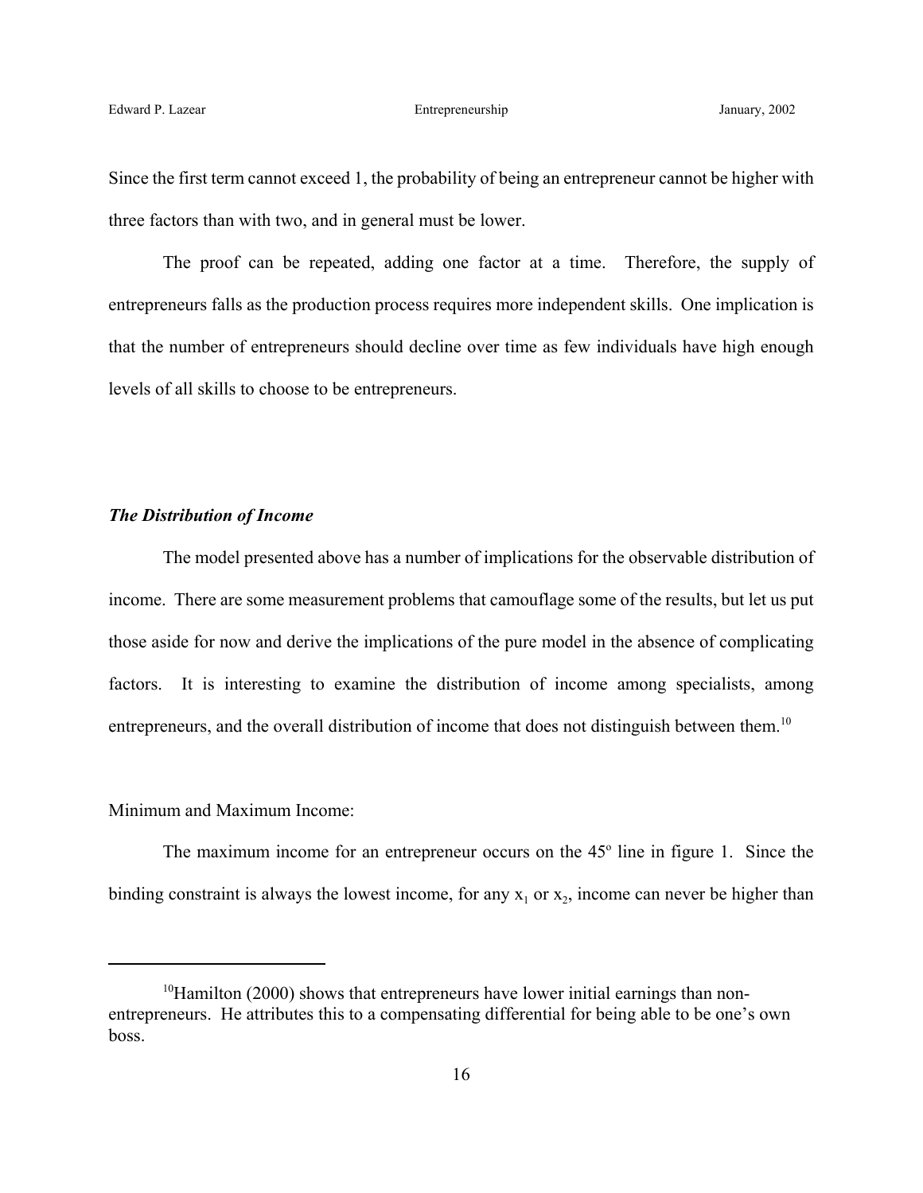Since the first term cannot exceed 1, the probability of being an entrepreneur cannot be higher with three factors than with two, and in general must be lower.

The proof can be repeated, adding one factor at a time. Therefore, the supply of entrepreneurs falls as the production process requires more independent skills. One implication is that the number of entrepreneurs should decline over time as few individuals have high enough levels of all skills to choose to be entrepreneurs.

### *The Distribution of Income*

The model presented above has a number of implications for the observable distribution of income. There are some measurement problems that camouflage some of the results, but let us put those aside for now and derive the implications of the pure model in the absence of complicating factors. It is interesting to examine the distribution of income among specialists, among entrepreneurs, and the overall distribution of income that does not distinguish between them.[10]

Minimum and Maximum Income:

The maximum income for an entrepreneur occurs on the 45° line in figure 1. Since the binding constraint is always the lowest income, for any $x_1$ or $x_2$, income can never be higher than

[10]Hamilton (2000) shows that entrepreneurs have lower initial earnings than non-entrepreneurs. He attributes this to a compensating differential for being able to be one's own boss.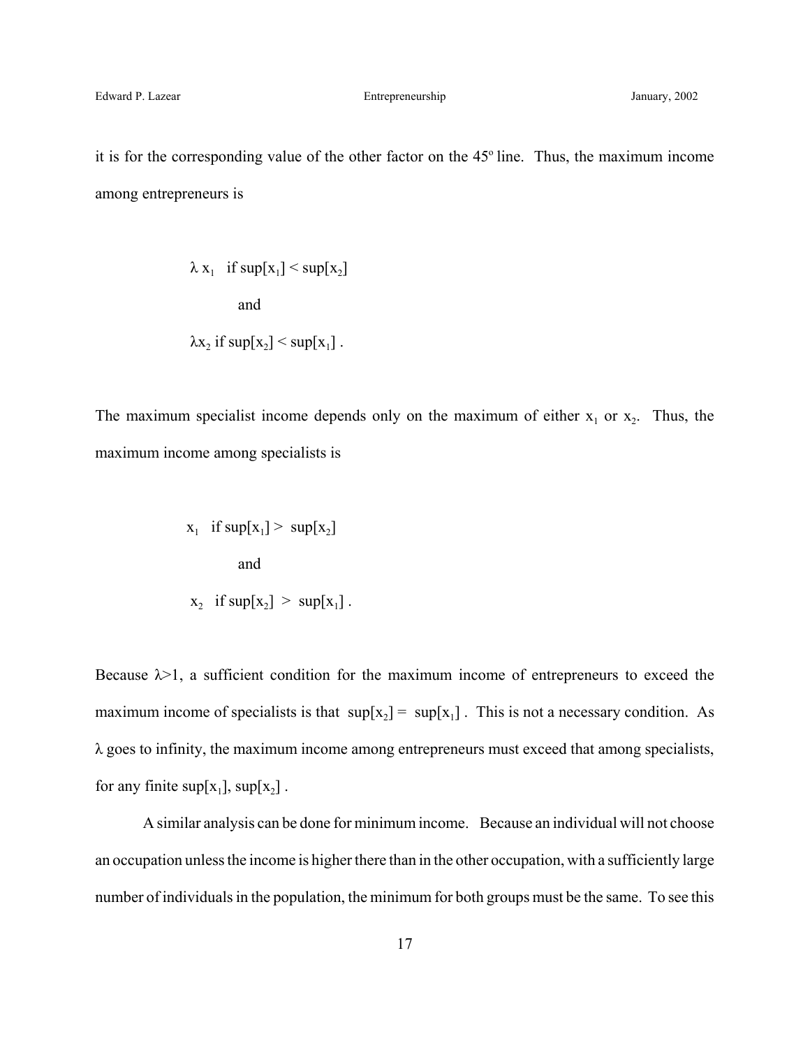it is for the corresponding value of the other factor on the 45° line. Thus, the maximum income among entrepreneurs is

$$\lambda x_1 \quad \text{if } \sup[x_1] < \sup[x_2]$$

and

$$\lambda x_2 \text{ if } \sup[x_2] < \sup[x_1] \; .$$

The maximum specialist income depends only on the maximum of either $x_1$ or $x_2$. Thus, the maximum income among specialists is

$$x_1 \quad \text{if } \sup[x_1] > \sup[x_2]$$

and

$$x_2 \quad \text{if } \sup[x_2] > \sup[x_1] \; .$$

Because $\lambda>1$, a sufficient condition for the maximum income of entrepreneurs to exceed the maximum income of specialists is that $\sup[x_2] = \sup[x_1]$ . This is not a necessary condition. As $\lambda$ goes to infinity, the maximum income among entrepreneurs must exceed that among specialists, for any finite $\sup[x_1]$, $\sup[x_2]$ .

A similar analysis can be done for minimum income. Because an individual will not choose an occupation unless the income is higher there than in the other occupation, with a sufficiently large number of individuals in the population, the minimum for both groups must be the same. To see this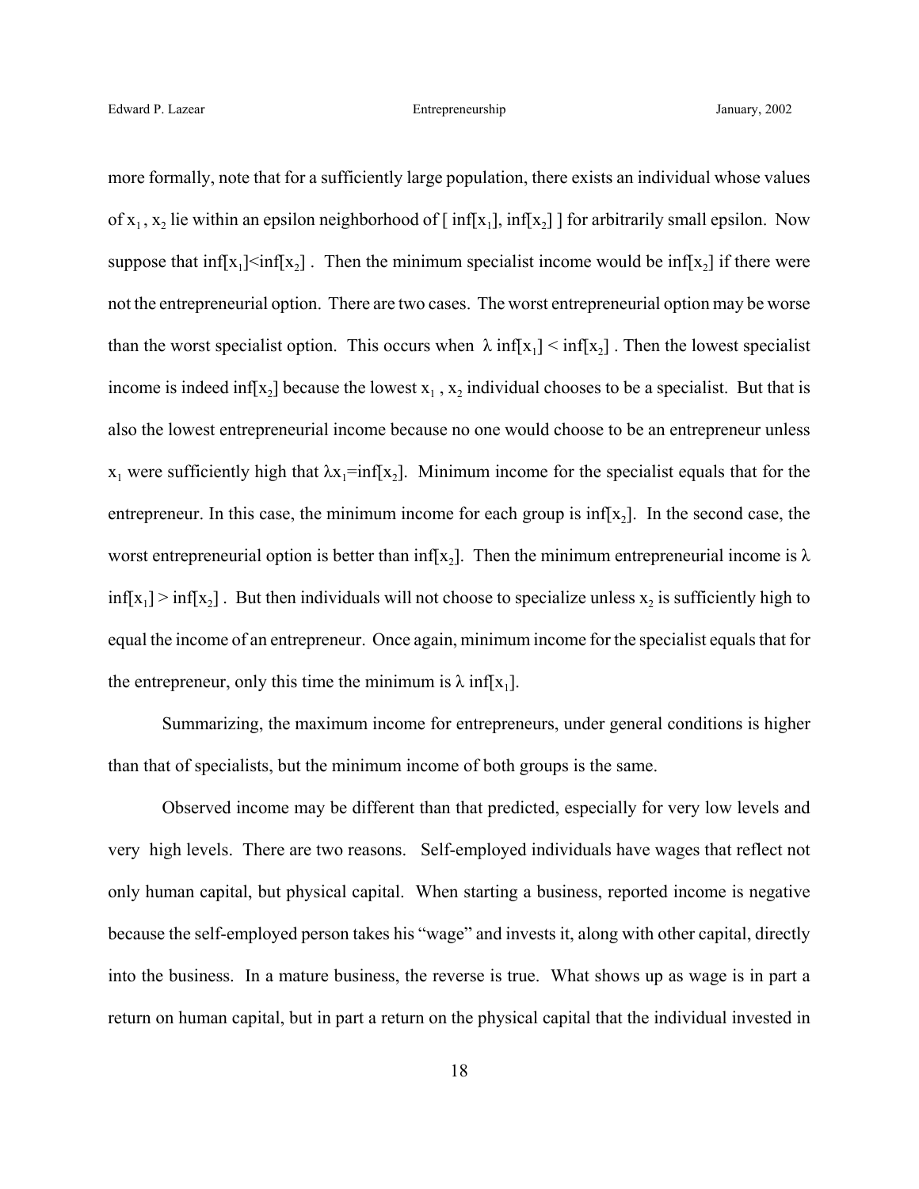more formally, note that for a sufficiently large population, there exists an individual whose values of $x_1$, $x_2$ lie within an epsilon neighborhood of [ $\inf[x_1]$, $\inf[x_2]$ ] for arbitrarily small epsilon. Now suppose that $\inf[x_1]<\inf[x_2]$ . Then the minimum specialist income would be $\inf[x_2]$ if there were not the entrepreneurial option. There are two cases. The worst entrepreneurial option may be worse than the worst specialist option. This occurs when $\lambda \inf[x_1] < \inf[x_2]$ . Then the lowest specialist income is indeed $\inf[x_2]$ because the lowest $x_1$ , $x_2$ individual chooses to be a specialist. But that is also the lowest entrepreneurial income because no one would choose to be an entrepreneur unless $x_1$ were sufficiently high that $\lambda x_1=\inf[x_2]$. Minimum income for the specialist equals that for the entrepreneur. In this case, the minimum income for each group is $\inf[x_2]$. In the second case, the worst entrepreneurial option is better than $\inf[x_2]$. Then the minimum entrepreneurial income is $\lambda \inf[x_1] > \inf[x_2]$ . But then individuals will not choose to specialize unless $x_2$ is sufficiently high to equal the income of an entrepreneur. Once again, minimum income for the specialist equals that for the entrepreneur, only this time the minimum is $\lambda \inf[x_1]$.

Summarizing, the maximum income for entrepreneurs, under general conditions is higher than that of specialists, but the minimum income of both groups is the same.

Observed income may be different than that predicted, especially for very low levels and very high levels. There are two reasons. Self-employed individuals have wages that reflect not only human capital, but physical capital. When starting a business, reported income is negative because the self-employed person takes his "wage" and invests it, along with other capital, directly into the business. In a mature business, the reverse is true. What shows up as wage is in part a return on human capital, but in part a return on the physical capital that the individual invested in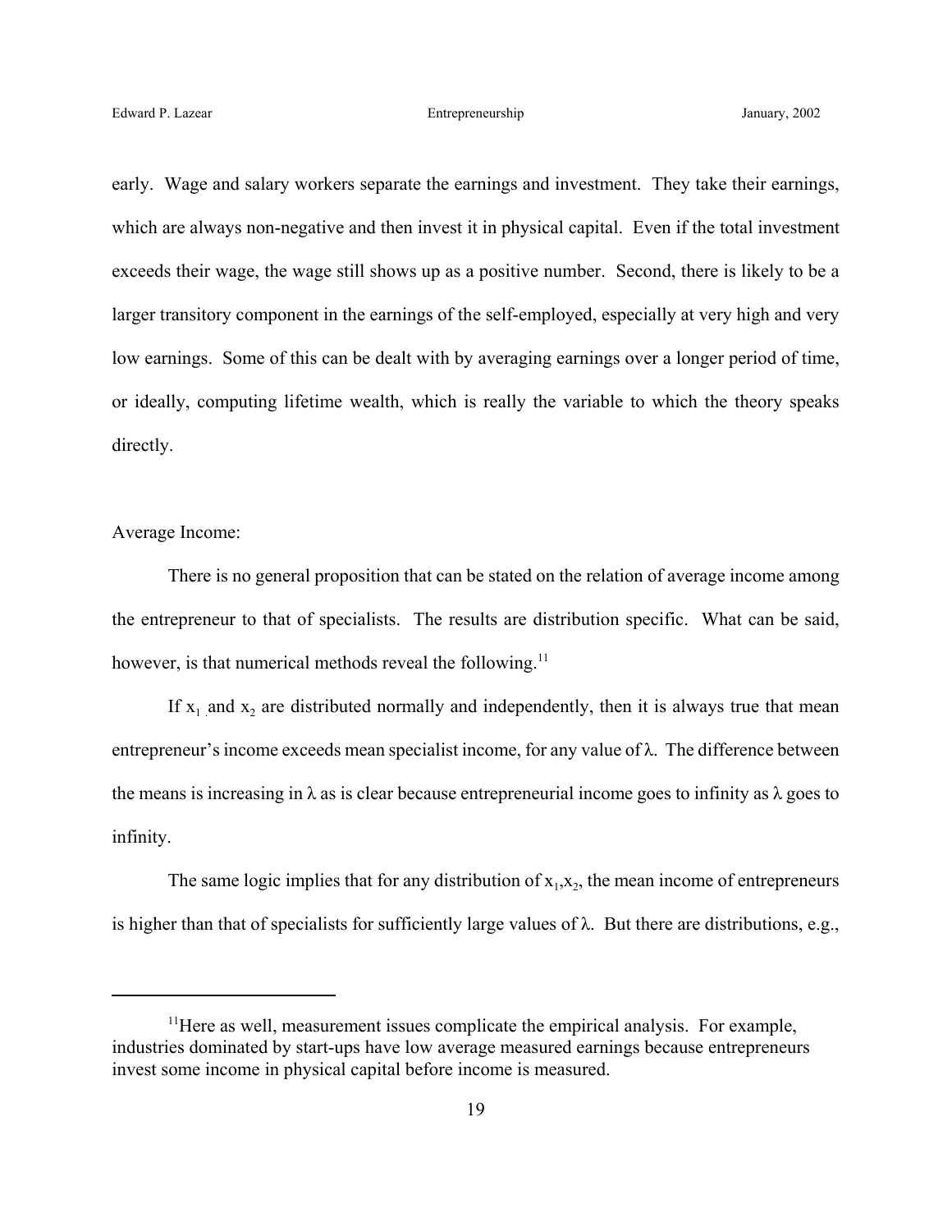early. Wage and salary workers separate the earnings and investment. They take their earnings, which are always non-negative and then invest it in physical capital. Even if the total investment exceeds their wage, the wage still shows up as a positive number. Second, there is likely to be a larger transitory component in the earnings of the self-employed, especially at very high and very low earnings. Some of this can be dealt with by averaging earnings over a longer period of time, or ideally, computing lifetime wealth, which is really the variable to which the theory speaks directly.

Average Income:

There is no general proposition that can be stated on the relation of average income among the entrepreneur to that of specialists. The results are distribution specific. What can be said, however, is that numerical methods reveal the following.[11]

If $x_1$ and $x_2$ are distributed normally and independently, then it is always true that mean entrepreneur's income exceeds mean specialist income, for any value of $\lambda$. The difference between the means is increasing in $\lambda$ as is clear because entrepreneurial income goes to infinity as $\lambda$ goes to infinity.

The same logic implies that for any distribution of $x_1, x_2$, the mean income of entrepreneurs is higher than that of specialists for sufficiently large values of $\lambda$. But there are distributions, e.g.,

[11] Here as well, measurement issues complicate the empirical analysis. For example, industries dominated by start-ups have low average measured earnings because entrepreneurs invest some income in physical capital before income is measured.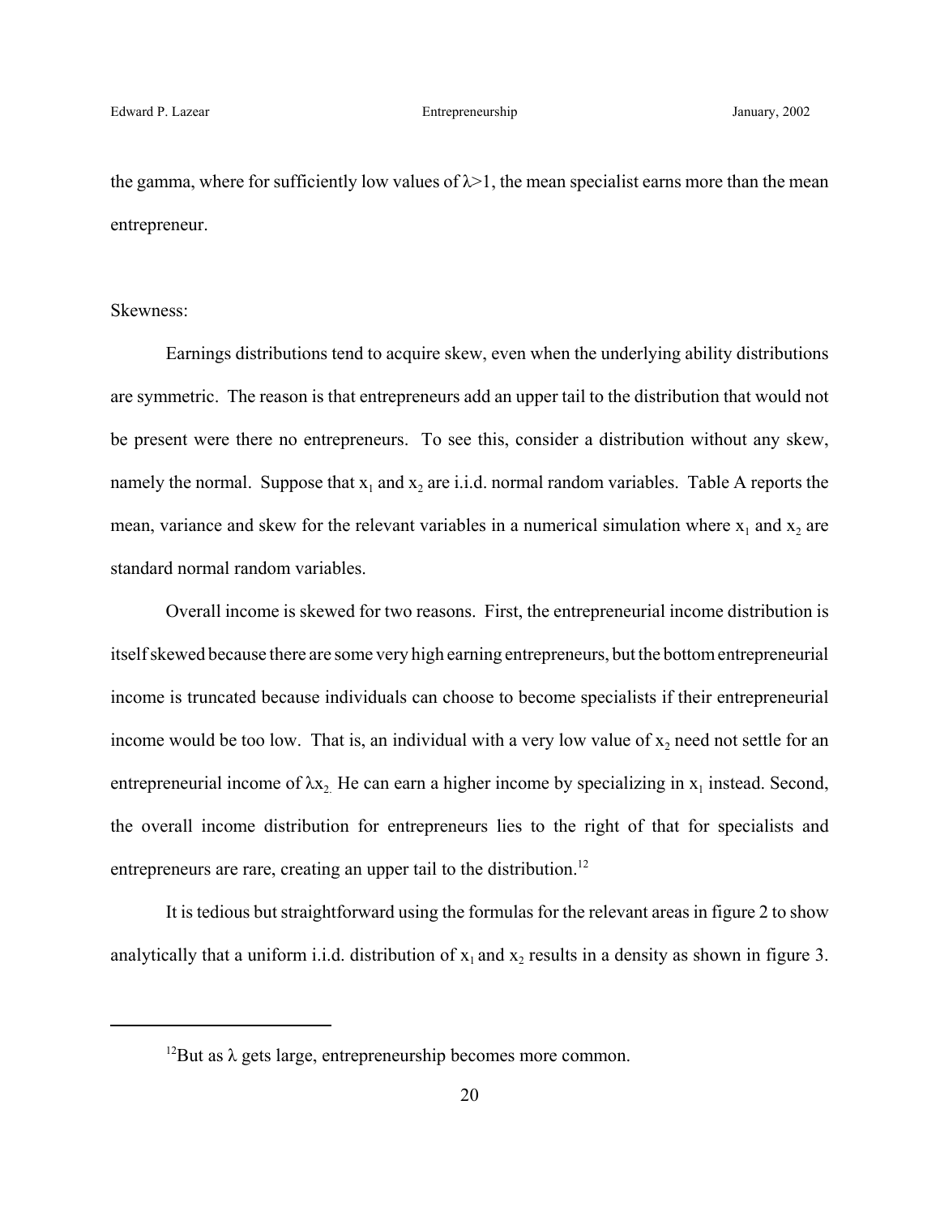the gamma, where for sufficiently low values of $\lambda>1$, the mean specialist earns more than the mean entrepreneur.

Skewness:

Earnings distributions tend to acquire skew, even when the underlying ability distributions are symmetric. The reason is that entrepreneurs add an upper tail to the distribution that would not be present were there no entrepreneurs. To see this, consider a distribution without any skew, namely the normal. Suppose that $x_1$ and $x_2$ are i.i.d. normal random variables. Table A reports the mean, variance and skew for the relevant variables in a numerical simulation where $x_1$ and $x_2$ are standard normal random variables.

Overall income is skewed for two reasons. First, the entrepreneurial income distribution is itself skewed because there are some very high earning entrepreneurs, but the bottom entrepreneurial income is truncated because individuals can choose to become specialists if their entrepreneurial income would be too low. That is, an individual with a very low value of $x_2$ need not settle for an entrepreneurial income of $\lambda x_2$. He can earn a higher income by specializing in $x_1$ instead. Second, the overall income distribution for entrepreneurs lies to the right of that for specialists and entrepreneurs are rare, creating an upper tail to the distribution.[12]

It is tedious but straightforward using the formulas for the relevant areas in figure 2 to show analytically that a uniform i.i.d. distribution of $x_1$ and $x_2$ results in a density as shown in figure 3.

[12] But as $\lambda$ gets large, entrepreneurship becomes more common.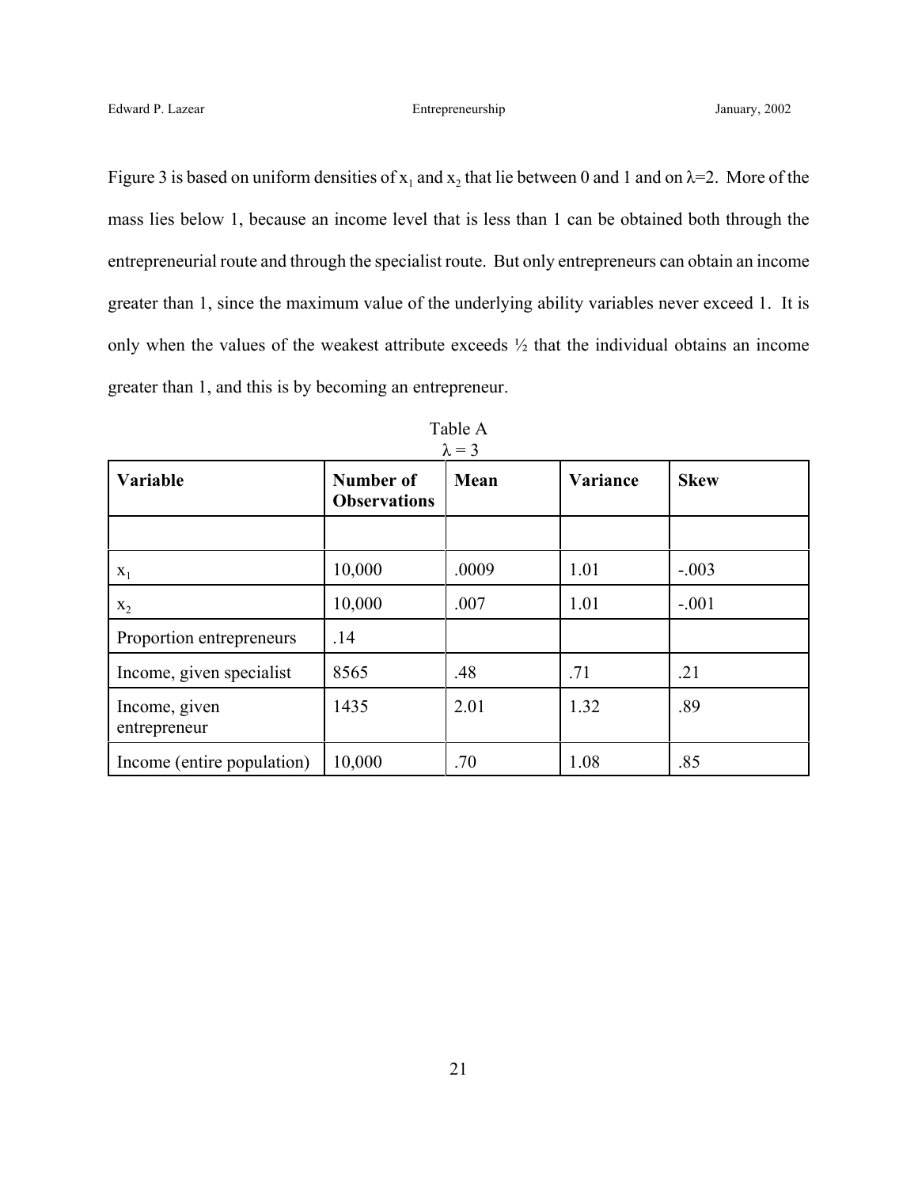Figure 3 is based on uniform densities of $x_1$ and $x_2$ that lie between 0 and 1 and on $\lambda=2$. More of the mass lies below 1, because an income level that is less than 1 can be obtained both through the entrepreneurial route and through the specialist route. But only entrepreneurs can obtain an income greater than 1, since the maximum value of the underlying ability variables never exceed 1. It is only when the values of the weakest attribute exceeds ½ that the individual obtains an income greater than 1, and this is by becoming an entrepreneur.

Table A

$\lambda = 3$

| **Variable** | **Number of Observations** | **Mean** | **Variance** | **Skew** |
|---|---|---|---|---|
| | | | | |
| $x_1$ | 10,000 | .0009 | 1.01 | -.003 |
| $x_2$ | 10,000 | .007 | 1.01 | -.001 |
| Proportion entrepreneurs | .14 | | | |
| Income, given specialist | 8565 | .48 | .71 | .21 |
| Income, given entrepreneur | 1435 | 2.01 | 1.32 | .89 |
| Income (entire population) | 10,000 | .70 | 1.08 | .85 |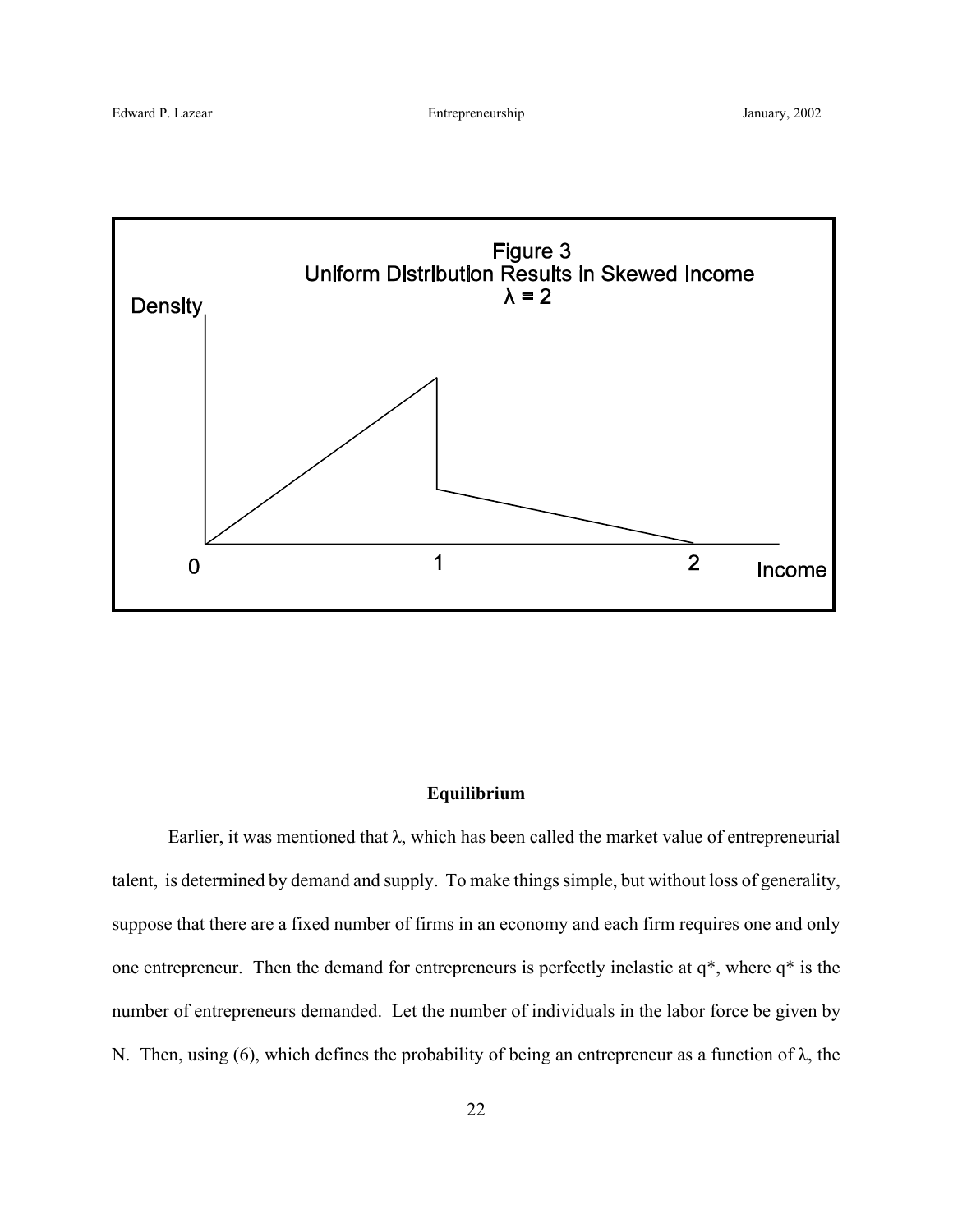Figure 3
Uniform Distribution Results in Skewed Income
$\lambda = 2$

Density

0

1

2

Income

**Equilibrium**

Earlier, it was mentioned that $\lambda$, which has been called the market value of entrepreneurial talent, is determined by demand and supply. To make things simple, but without loss of generality, suppose that there are a fixed number of firms in an economy and each firm requires one and only one entrepreneur. Then the demand for entrepreneurs is perfectly inelastic at $q^*$, where $q^*$ is the number of entrepreneurs demanded. Let the number of individuals in the labor force be given by N. Then, using (6), which defines the probability of being an entrepreneur as a function of $\lambda$, the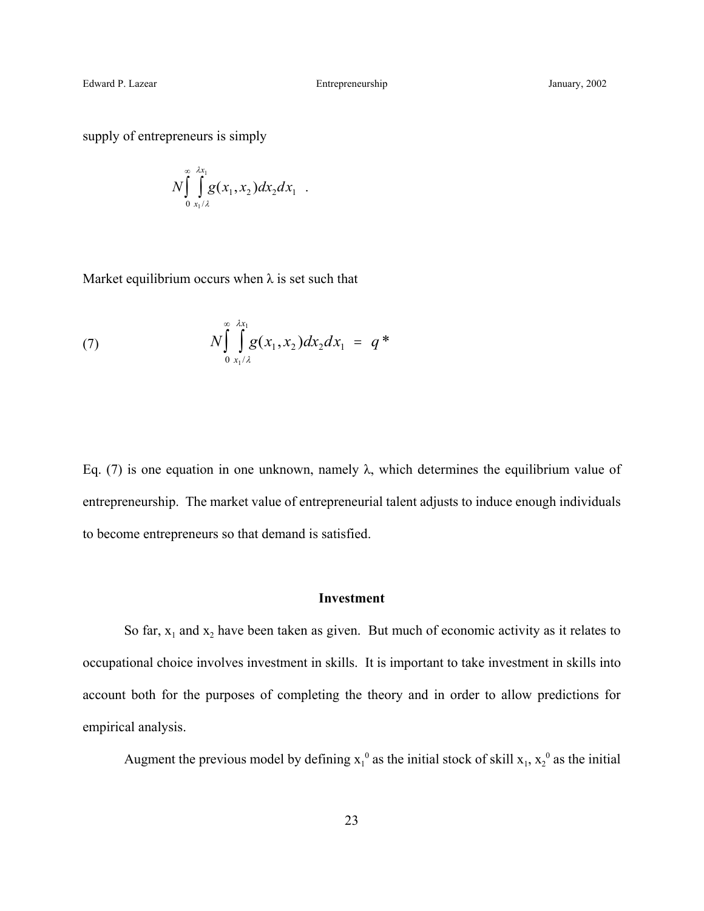supply of entrepreneurs is simply

$$N\int_{0}^{\infty}\int_{x_1/\lambda}^{\lambda x_1} g(x_1, x_2)\,dx_2\,dx_1 \quad .$$

Market equilibrium occurs when $\lambda$ is set such that

$$N\int_{0}^{\infty}\int_{x_1/\lambda}^{\lambda x_1} g(x_1, x_2)\,dx_2\,dx_1 \;=\; q^* \tag{7}$$

Eq. (7) is one equation in one unknown, namely $\lambda$, which determines the equilibrium value of entrepreneurship. The market value of entrepreneurial talent adjusts to induce enough individuals to become entrepreneurs so that demand is satisfied.

### Investment

So far, $x_1$ and $x_2$ have been taken as given. But much of economic activity as it relates to occupational choice involves investment in skills. It is important to take investment in skills into account both for the purposes of completing the theory and in order to allow predictions for empirical analysis.

Augment the previous model by defining $x_1^0$ as the initial stock of skill $x_1$, $x_2^0$ as the initial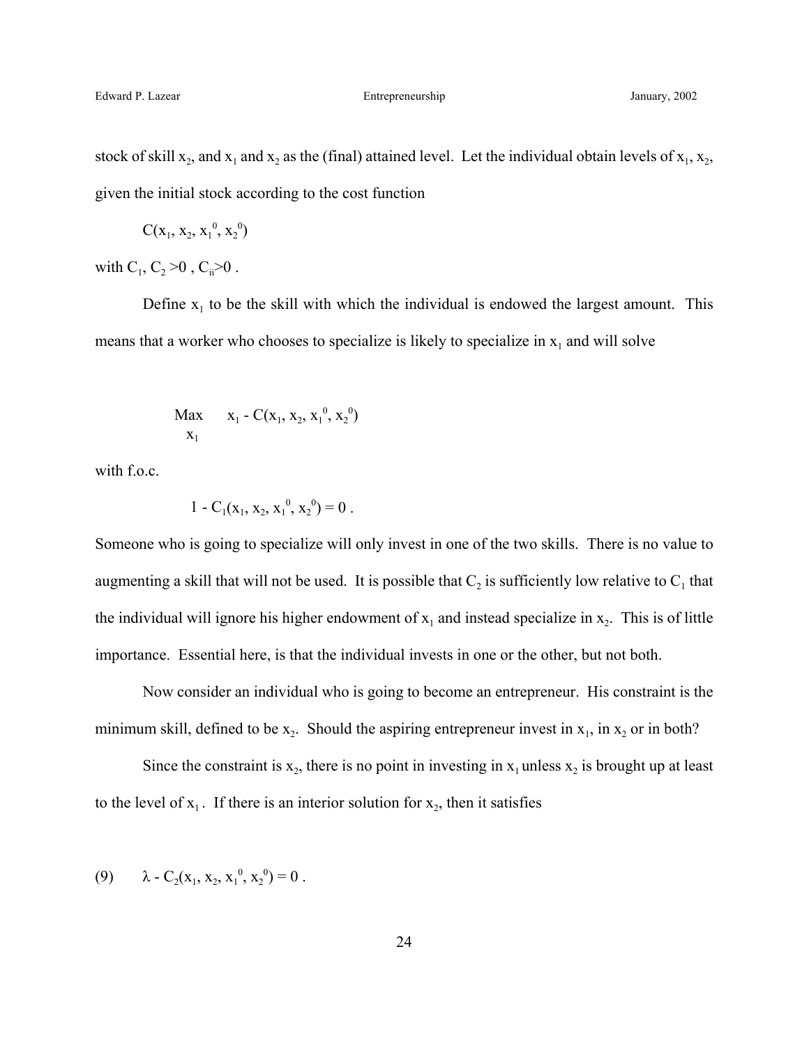stock of skill $x_2$, and $x_1$ and $x_2$ as the (final) attained level. Let the individual obtain levels of $x_1$, $x_2$, given the initial stock according to the cost function

$$C(x_1, x_2, x_1^0, x_2^0)$$

with $C_1, C_2 > 0$ , $C_{ii} > 0$ .

Define $x_1$ to be the skill with which the individual is endowed the largest amount. This means that a worker who chooses to specialize is likely to specialize in $x_1$ and will solve

$$\max_{x_1} \quad x_1 - C(x_1, x_2, x_1^0, x_2^0)$$

with f.o.c.

$$1 - C_1(x_1, x_2, x_1^0, x_2^0) = 0 \ .$$

Someone who is going to specialize will only invest in one of the two skills. There is no value to augmenting a skill that will not be used. It is possible that $C_2$ is sufficiently low relative to $C_1$ that the individual will ignore his higher endowment of $x_1$ and instead specialize in $x_2$. This is of little importance. Essential here, is that the individual invests in one or the other, but not both.

Now consider an individual who is going to become an entrepreneur. His constraint is the minimum skill, defined to be $x_2$. Should the aspiring entrepreneur invest in $x_1$, in $x_2$ or in both?

Since the constraint is $x_2$, there is no point in investing in $x_1$ unless $x_2$ is brought up at least to the level of $x_1$ . If there is an interior solution for $x_2$, then it satisfies

$$(9) \qquad \lambda - C_2(x_1, x_2, x_1^0, x_2^0) = 0 \ .$$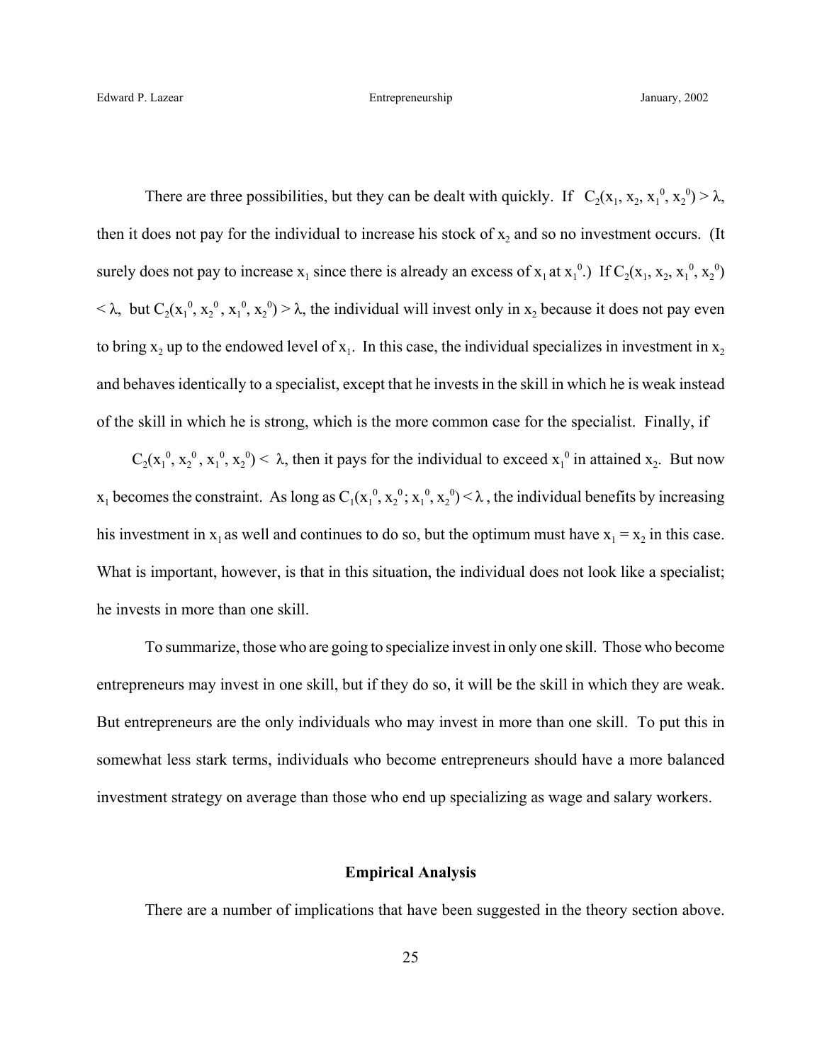There are three possibilities, but they can be dealt with quickly. If $C_2(x_1, x_2, x_1^0, x_2^0) > \lambda$, then it does not pay for the individual to increase his stock of $x_2$ and so no investment occurs. (It surely does not pay to increase $x_1$ since there is already an excess of $x_1$ at $x_1^0$.) If $C_2(x_1, x_2, x_1^0, x_2^0) < \lambda$, but $C_2(x_1^0, x_2^0, x_1^0, x_2^0) > \lambda$, the individual will invest only in $x_2$ because it does not pay even to bring $x_2$ up to the endowed level of $x_1$. In this case, the individual specializes in investment in $x_2$ and behaves identically to a specialist, except that he invests in the skill in which he is weak instead of the skill in which he is strong, which is the more common case for the specialist. Finally, if $C_2(x_1^0, x_2^0, x_1^0, x_2^0) < \lambda$, then it pays for the individual to exceed $x_1^0$ in attained $x_2$. But now $x_1$ becomes the constraint. As long as $C_1(x_1^0, x_2^0; x_1^0, x_2^0) < \lambda$, the individual benefits by increasing his investment in $x_1$ as well and continues to do so, but the optimum must have $x_1 = x_2$ in this case. What is important, however, is that in this situation, the individual does not look like a specialist; he invests in more than one skill.

To summarize, those who are going to specialize invest in only one skill. Those who become entrepreneurs may invest in one skill, but if they do so, it will be the skill in which they are weak. But entrepreneurs are the only individuals who may invest in more than one skill. To put this in somewhat less stark terms, individuals who become entrepreneurs should have a more balanced investment strategy on average than those who end up specializing as wage and salary workers.

## Empirical Analysis

There are a number of implications that have been suggested in the theory section above.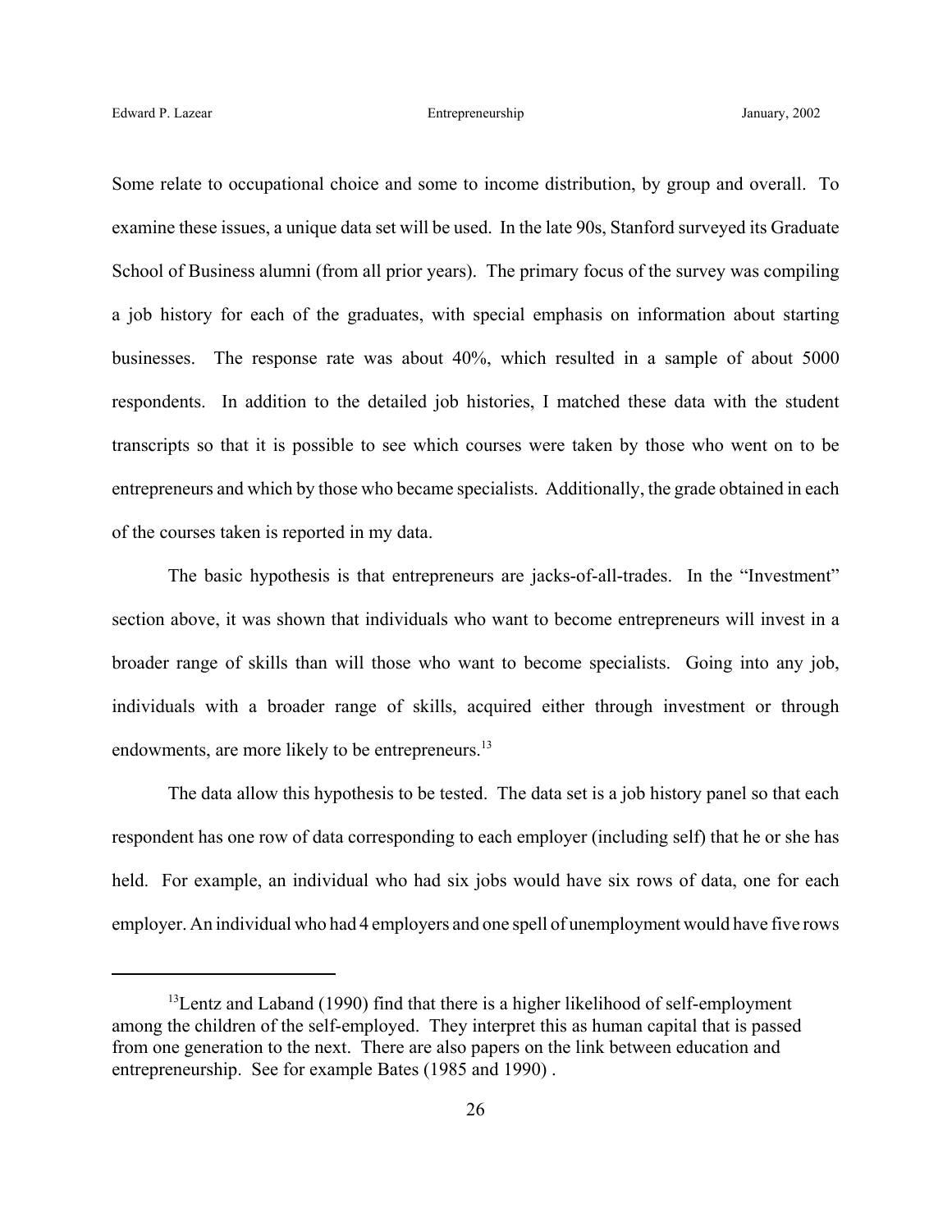Some relate to occupational choice and some to income distribution, by group and overall. To examine these issues, a unique data set will be used. In the late 90s, Stanford surveyed its Graduate School of Business alumni (from all prior years). The primary focus of the survey was compiling a job history for each of the graduates, with special emphasis on information about starting businesses. The response rate was about 40%, which resulted in a sample of about 5000 respondents. In addition to the detailed job histories, I matched these data with the student transcripts so that it is possible to see which courses were taken by those who went on to be entrepreneurs and which by those who became specialists. Additionally, the grade obtained in each of the courses taken is reported in my data.

The basic hypothesis is that entrepreneurs are jacks-of-all-trades. In the "Investment" section above, it was shown that individuals who want to become entrepreneurs will invest in a broader range of skills than will those who want to become specialists. Going into any job, individuals with a broader range of skills, acquired either through investment or through endowments, are more likely to be entrepreneurs.[13]

The data allow this hypothesis to be tested. The data set is a job history panel so that each respondent has one row of data corresponding to each employer (including self) that he or she has held. For example, an individual who had six jobs would have six rows of data, one for each employer. An individual who had 4 employers and one spell of unemployment would have five rows

---

[13]Lentz and Laband (1990) find that there is a higher likelihood of self-employment among the children of the self-employed. They interpret this as human capital that is passed from one generation to the next. There are also papers on the link between education and entrepreneurship. See for example Bates (1985 and 1990) .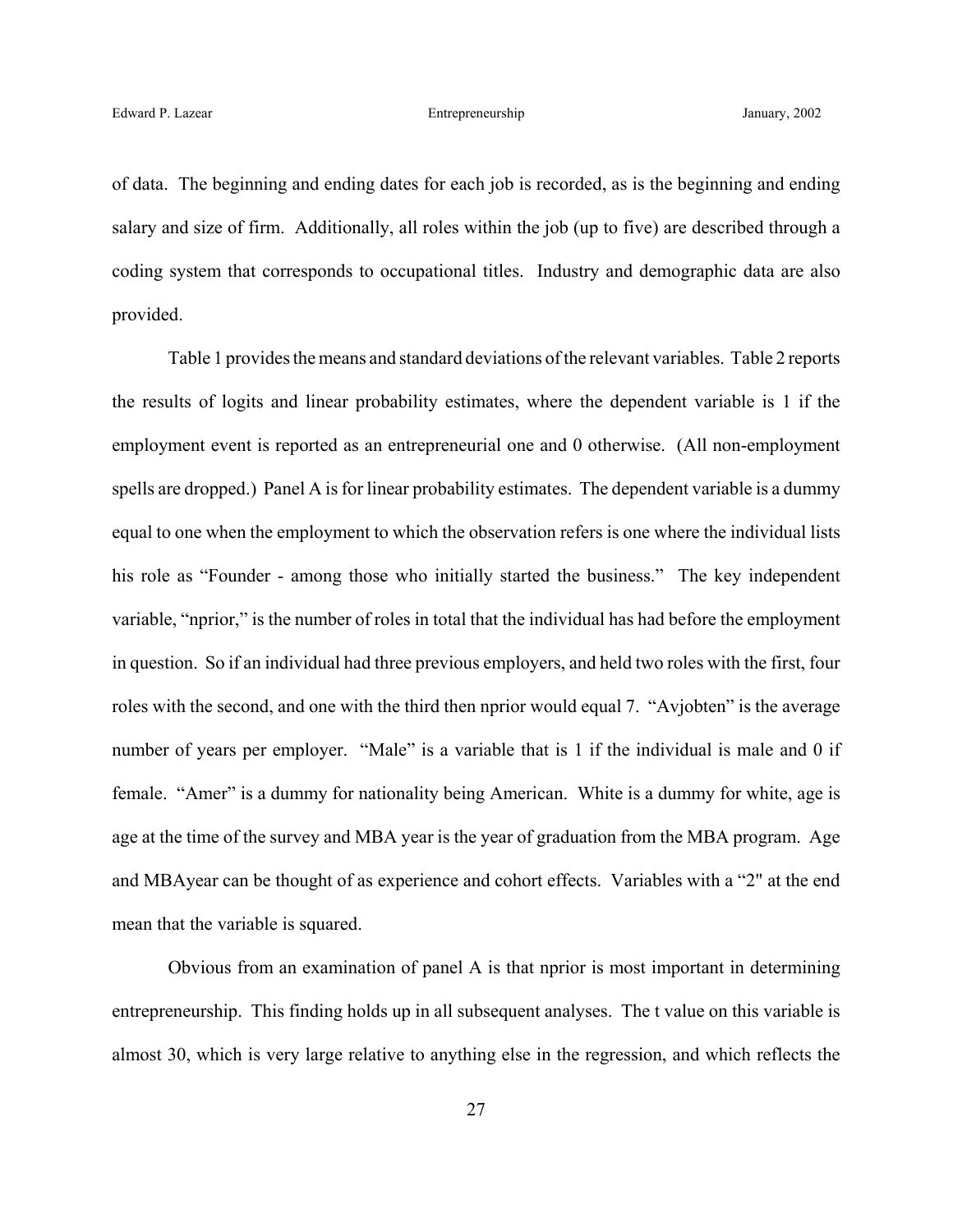of data. The beginning and ending dates for each job is recorded, as is the beginning and ending salary and size of firm. Additionally, all roles within the job (up to five) are described through a coding system that corresponds to occupational titles. Industry and demographic data are also provided.

Table 1 provides the means and standard deviations of the relevant variables. Table 2 reports the results of logits and linear probability estimates, where the dependent variable is 1 if the employment event is reported as an entrepreneurial one and 0 otherwise. (All non-employment spells are dropped.) Panel A is for linear probability estimates. The dependent variable is a dummy equal to one when the employment to which the observation refers is one where the individual lists his role as "Founder - among those who initially started the business." The key independent variable, "nprior," is the number of roles in total that the individual has had before the employment in question. So if an individual had three previous employers, and held two roles with the first, four roles with the second, and one with the third then nprior would equal 7. "Avjobten" is the average number of years per employer. "Male" is a variable that is 1 if the individual is male and 0 if female. "Amer" is a dummy for nationality being American. White is a dummy for white, age is age at the time of the survey and MBA year is the year of graduation from the MBA program. Age and MBAyear can be thought of as experience and cohort effects. Variables with a "2" at the end mean that the variable is squared.

Obvious from an examination of panel A is that nprior is most important in determining entrepreneurship. This finding holds up in all subsequent analyses. The t value on this variable is almost 30, which is very large relative to anything else in the regression, and which reflects the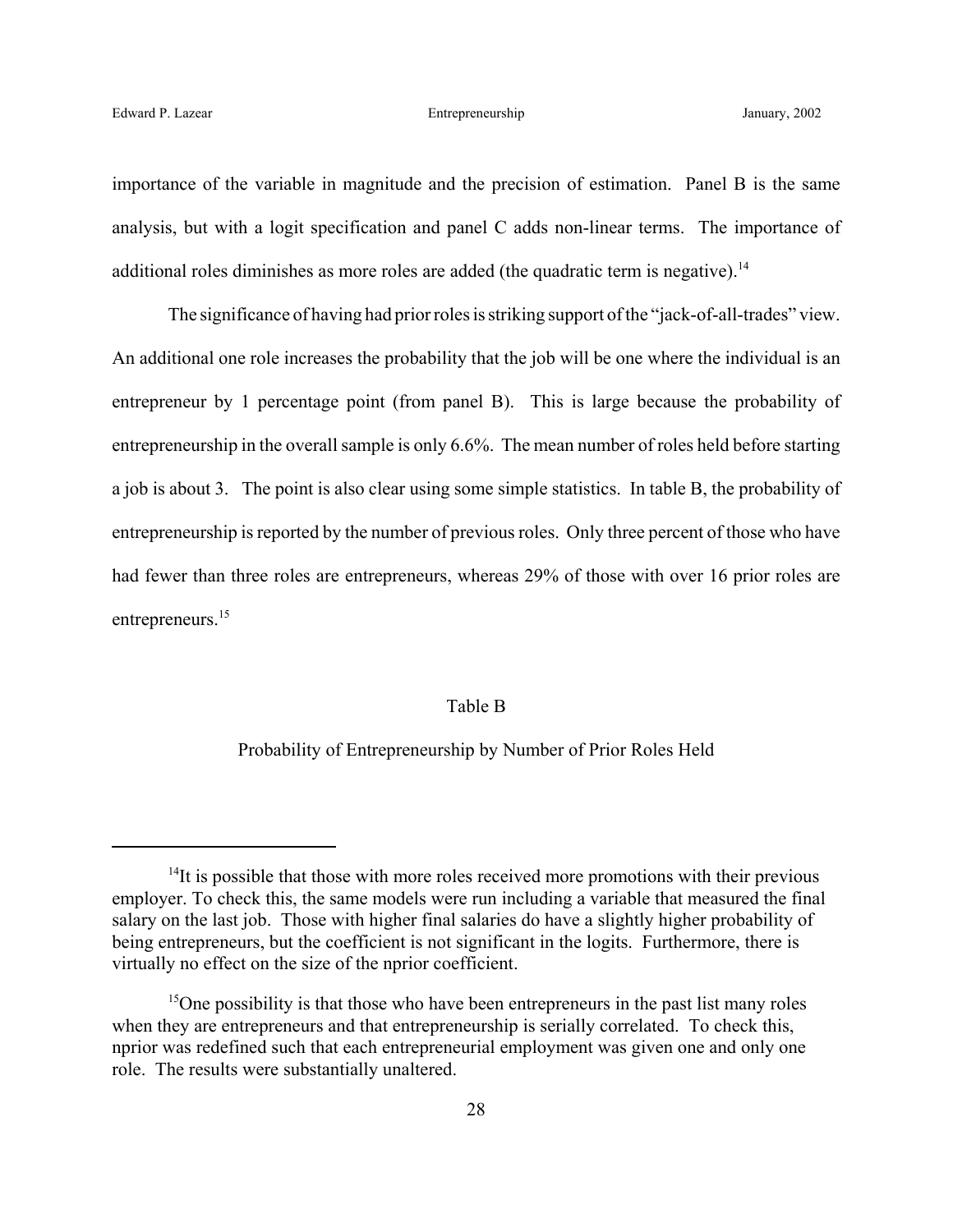importance of the variable in magnitude and the precision of estimation. Panel B is the same analysis, but with a logit specification and panel C adds non-linear terms. The importance of additional roles diminishes as more roles are added (the quadratic term is negative).[14]

The significance of having had prior roles is striking support of the "jack-of-all-trades" view. An additional one role increases the probability that the job will be one where the individual is an entrepreneur by 1 percentage point (from panel B). This is large because the probability of entrepreneurship in the overall sample is only 6.6%. The mean number of roles held before starting a job is about 3. The point is also clear using some simple statistics. In table B, the probability of entrepreneurship is reported by the number of previous roles. Only three percent of those who have had fewer than three roles are entrepreneurs, whereas 29% of those with over 16 prior roles are entrepreneurs.[15]

Table B

Probability of Entrepreneurship by Number of Prior Roles Held

[14]It is possible that those with more roles received more promotions with their previous employer. To check this, the same models were run including a variable that measured the final salary on the last job. Those with higher final salaries do have a slightly higher probability of being entrepreneurs, but the coefficient is not significant in the logits. Furthermore, there is virtually no effect on the size of the nprior coefficient.

[15]One possibility is that those who have been entrepreneurs in the past list many roles when they are entrepreneurs and that entrepreneurship is serially correlated. To check this, nprior was redefined such that each entrepreneurial employment was given one and only one role. The results were substantially unaltered.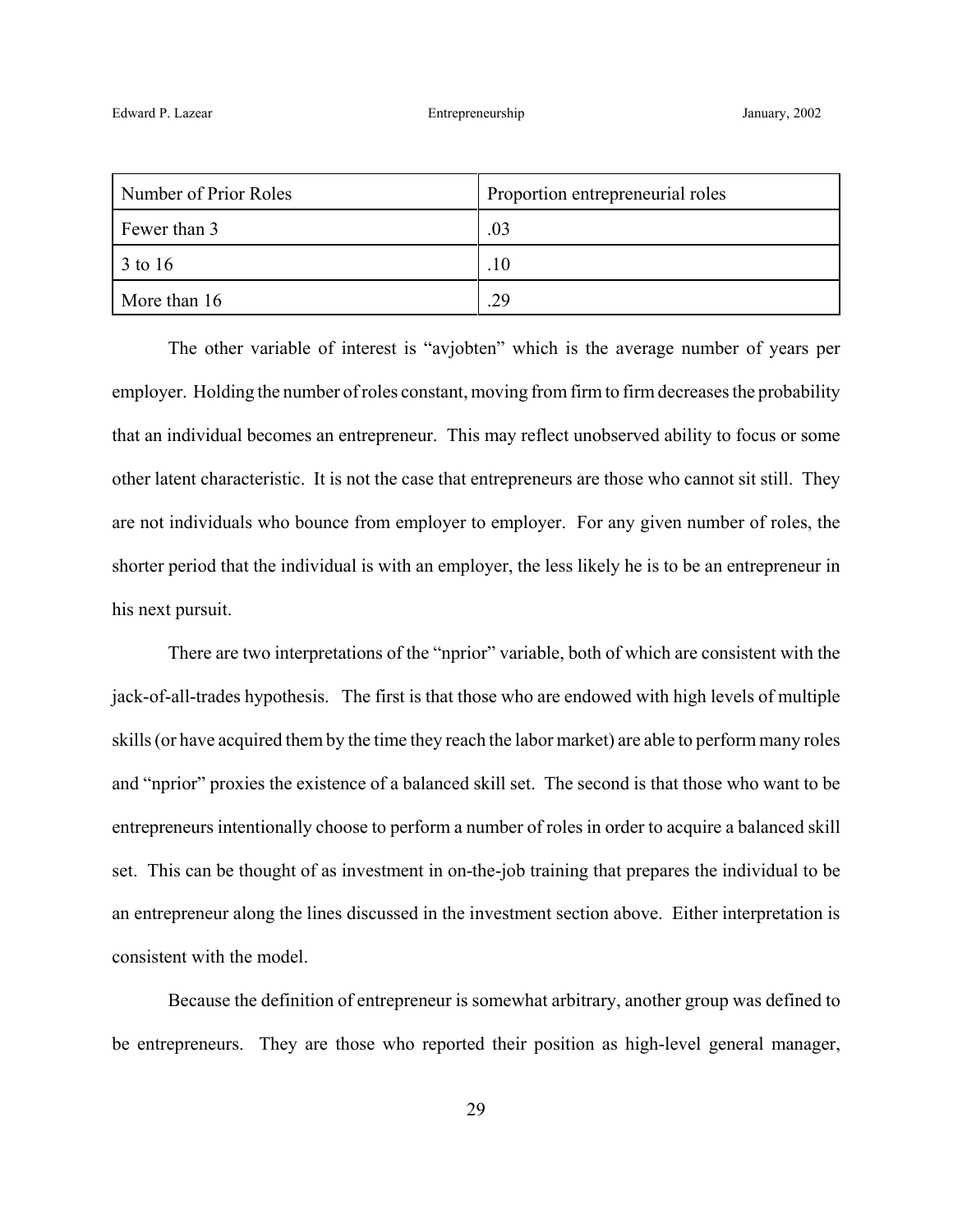| Number of Prior Roles | Proportion entrepreneurial roles |
|---|---|
| Fewer than 3 | .03 |
| 3 to 16 | .10 |
| More than 16 | .29 |

The other variable of interest is "avjobten" which is the average number of years per employer. Holding the number of roles constant, moving from firm to firm decreases the probability that an individual becomes an entrepreneur. This may reflect unobserved ability to focus or some other latent characteristic. It is not the case that entrepreneurs are those who cannot sit still. They are not individuals who bounce from employer to employer. For any given number of roles, the shorter period that the individual is with an employer, the less likely he is to be an entrepreneur in his next pursuit.

There are two interpretations of the "nprior" variable, both of which are consistent with the jack-of-all-trades hypothesis. The first is that those who are endowed with high levels of multiple skills (or have acquired them by the time they reach the labor market) are able to perform many roles and "nprior" proxies the existence of a balanced skill set. The second is that those who want to be entrepreneurs intentionally choose to perform a number of roles in order to acquire a balanced skill set. This can be thought of as investment in on-the-job training that prepares the individual to be an entrepreneur along the lines discussed in the investment section above. Either interpretation is consistent with the model.

Because the definition of entrepreneur is somewhat arbitrary, another group was defined to be entrepreneurs. They are those who reported their position as high-level general manager,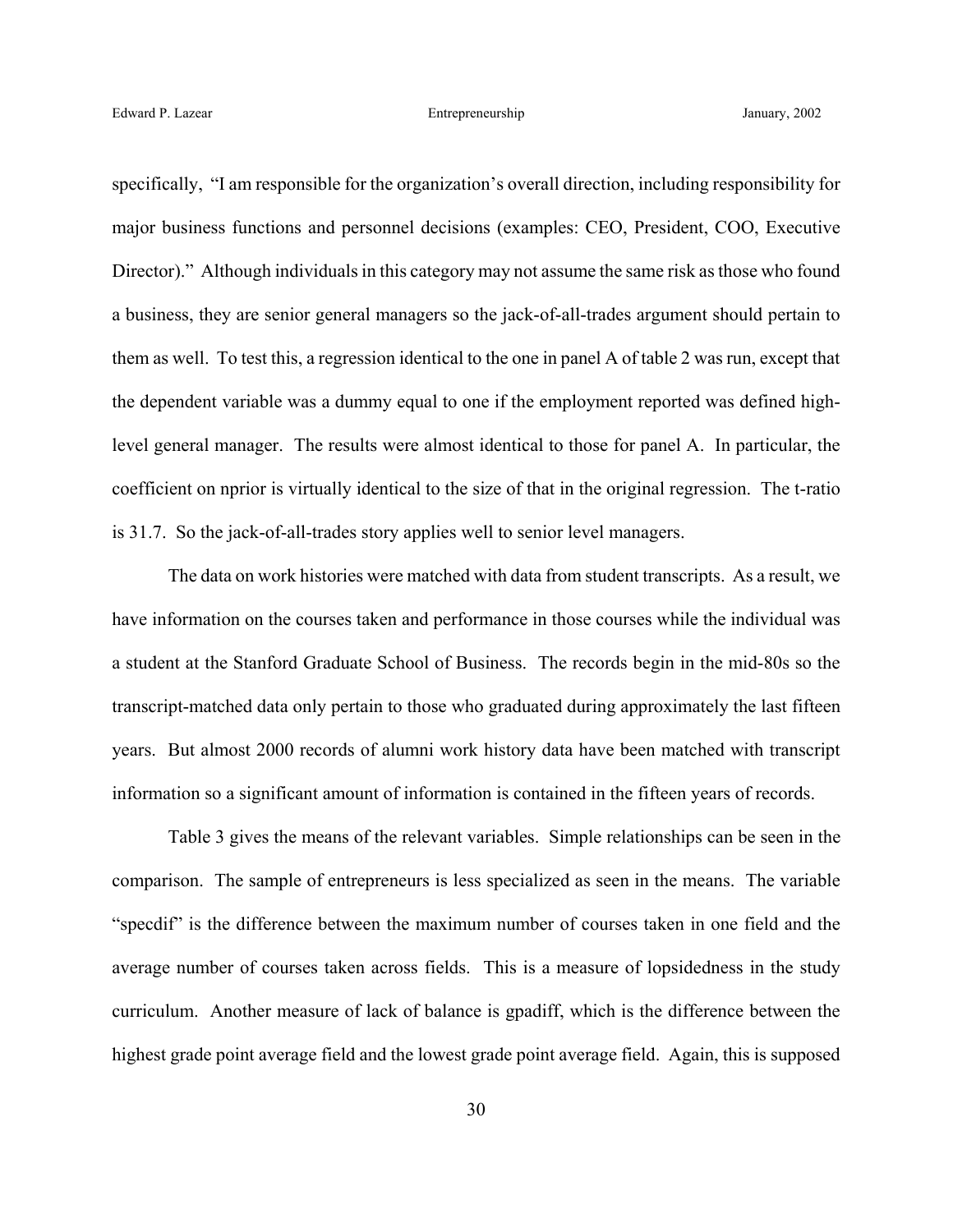specifically, "I am responsible for the organization's overall direction, including responsibility for major business functions and personnel decisions (examples: CEO, President, COO, Executive Director)." Although individuals in this category may not assume the same risk as those who found a business, they are senior general managers so the jack-of-all-trades argument should pertain to them as well. To test this, a regression identical to the one in panel A of table 2 was run, except that the dependent variable was a dummy equal to one if the employment reported was defined high-level general manager. The results were almost identical to those for panel A. In particular, the coefficient on nprior is virtually identical to the size of that in the original regression. The t-ratio is 31.7. So the jack-of-all-trades story applies well to senior level managers.

The data on work histories were matched with data from student transcripts. As a result, we have information on the courses taken and performance in those courses while the individual was a student at the Stanford Graduate School of Business. The records begin in the mid-80s so the transcript-matched data only pertain to those who graduated during approximately the last fifteen years. But almost 2000 records of alumni work history data have been matched with transcript information so a significant amount of information is contained in the fifteen years of records.

Table 3 gives the means of the relevant variables. Simple relationships can be seen in the comparison. The sample of entrepreneurs is less specialized as seen in the means. The variable "specdif" is the difference between the maximum number of courses taken in one field and the average number of courses taken across fields. This is a measure of lopsidedness in the study curriculum. Another measure of lack of balance is gpadiff, which is the difference between the highest grade point average field and the lowest grade point average field. Again, this is supposed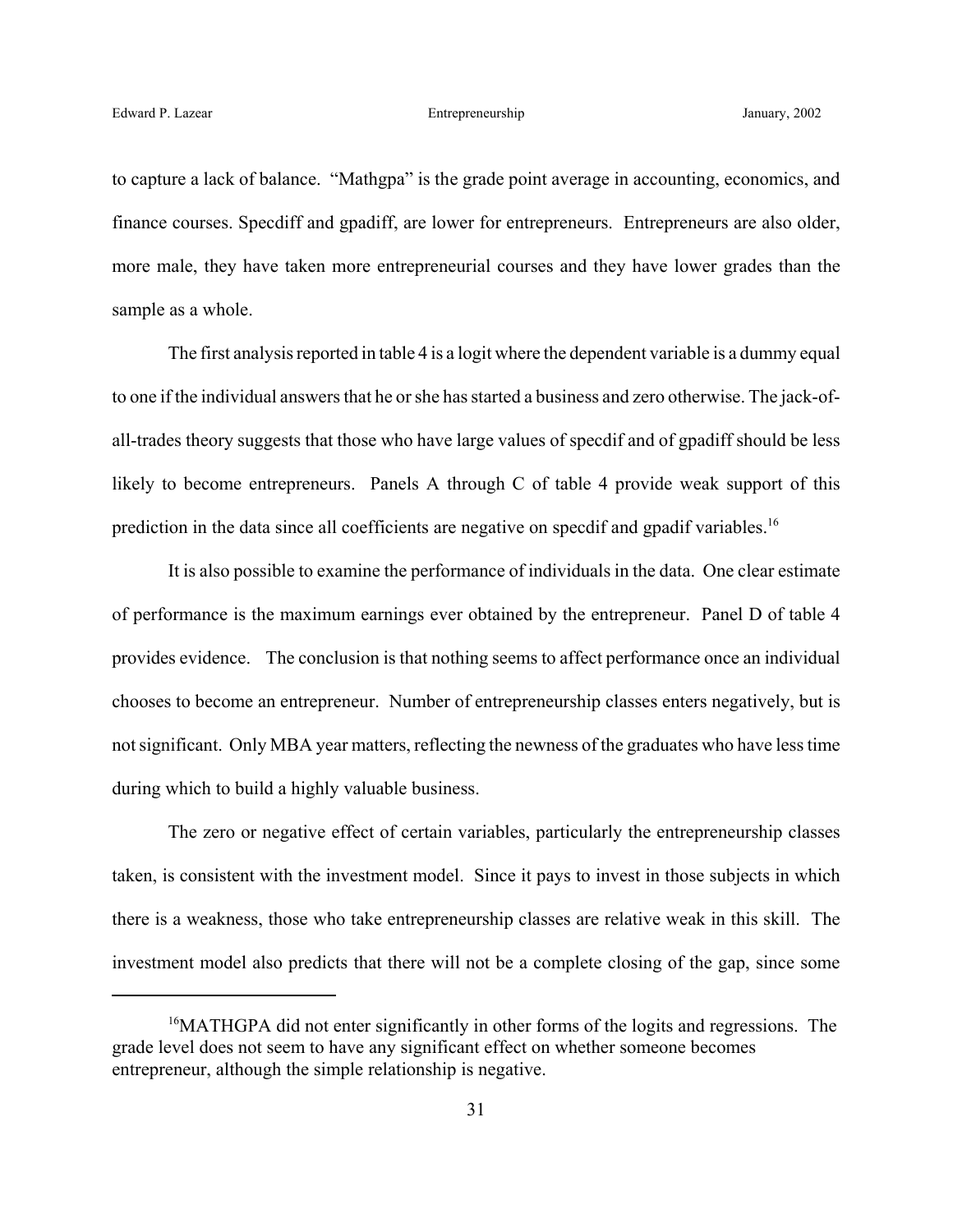to capture a lack of balance. "Mathgpa" is the grade point average in accounting, economics, and finance courses. Specdiff and gpadiff, are lower for entrepreneurs. Entrepreneurs are also older, more male, they have taken more entrepreneurial courses and they have lower grades than the sample as a whole.

The first analysis reported in table 4 is a logit where the dependent variable is a dummy equal to one if the individual answers that he or she has started a business and zero otherwise. The jack-of-all-trades theory suggests that those who have large values of specdif and of gpadiff should be less likely to become entrepreneurs. Panels A through C of table 4 provide weak support of this prediction in the data since all coefficients are negative on specdif and gpadif variables.[16]

It is also possible to examine the performance of individuals in the data. One clear estimate of performance is the maximum earnings ever obtained by the entrepreneur. Panel D of table 4 provides evidence. The conclusion is that nothing seems to affect performance once an individual chooses to become an entrepreneur. Number of entrepreneurship classes enters negatively, but is not significant. Only MBA year matters, reflecting the newness of the graduates who have less time during which to build a highly valuable business.

The zero or negative effect of certain variables, particularly the entrepreneurship classes taken, is consistent with the investment model. Since it pays to invest in those subjects in which there is a weakness, those who take entrepreneurship classes are relative weak in this skill. The investment model also predicts that there will not be a complete closing of the gap, since some

---

[16] MATHGPA did not enter significantly in other forms of the logits and regressions. The grade level does not seem to have any significant effect on whether someone becomes entrepreneur, although the simple relationship is negative.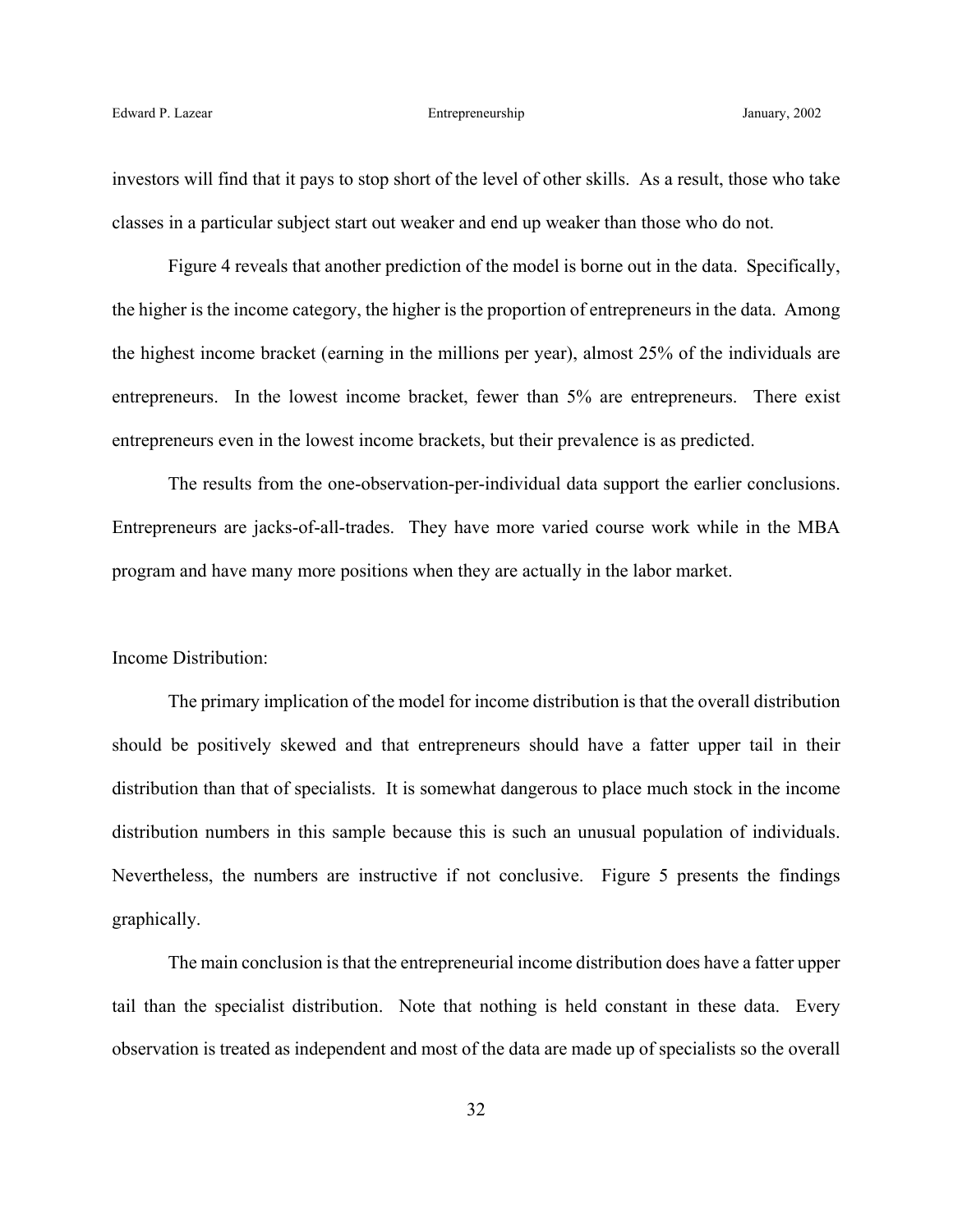investors will find that it pays to stop short of the level of other skills. As a result, those who take classes in a particular subject start out weaker and end up weaker than those who do not.

Figure 4 reveals that another prediction of the model is borne out in the data. Specifically, the higher is the income category, the higher is the proportion of entrepreneurs in the data. Among the highest income bracket (earning in the millions per year), almost 25% of the individuals are entrepreneurs. In the lowest income bracket, fewer than 5% are entrepreneurs. There exist entrepreneurs even in the lowest income brackets, but their prevalence is as predicted.

The results from the one-observation-per-individual data support the earlier conclusions. Entrepreneurs are jacks-of-all-trades. They have more varied course work while in the MBA program and have many more positions when they are actually in the labor market.

Income Distribution:

The primary implication of the model for income distribution is that the overall distribution should be positively skewed and that entrepreneurs should have a fatter upper tail in their distribution than that of specialists. It is somewhat dangerous to place much stock in the income distribution numbers in this sample because this is such an unusual population of individuals. Nevertheless, the numbers are instructive if not conclusive. Figure 5 presents the findings graphically.

The main conclusion is that the entrepreneurial income distribution does have a fatter upper tail than the specialist distribution. Note that nothing is held constant in these data. Every observation is treated as independent and most of the data are made up of specialists so the overall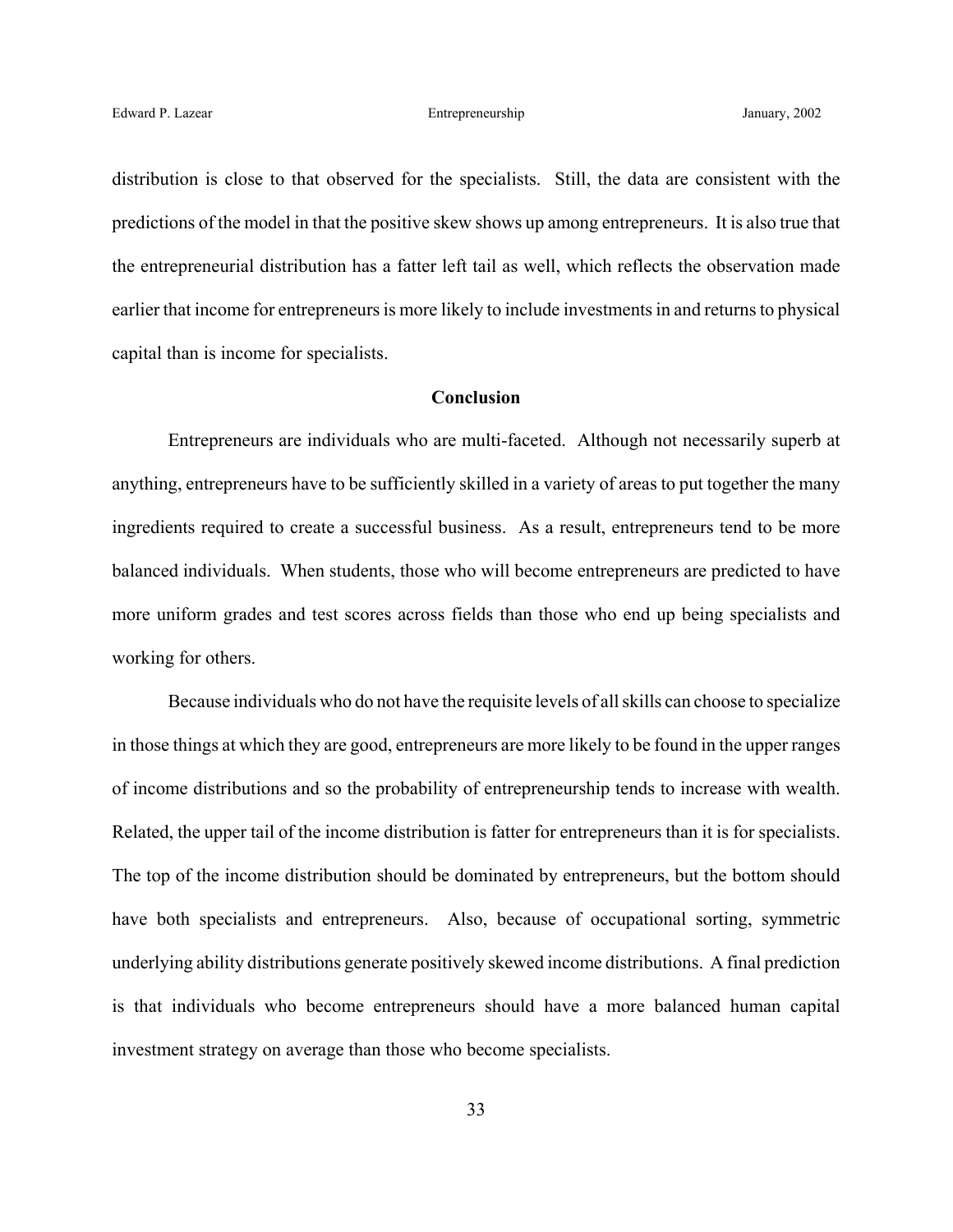distribution is close to that observed for the specialists. Still, the data are consistent with the predictions of the model in that the positive skew shows up among entrepreneurs. It is also true that the entrepreneurial distribution has a fatter left tail as well, which reflects the observation made earlier that income for entrepreneurs is more likely to include investments in and returns to physical capital than is income for specialists.

## Conclusion

Entrepreneurs are individuals who are multi-faceted. Although not necessarily superb at anything, entrepreneurs have to be sufficiently skilled in a variety of areas to put together the many ingredients required to create a successful business. As a result, entrepreneurs tend to be more balanced individuals. When students, those who will become entrepreneurs are predicted to have more uniform grades and test scores across fields than those who end up being specialists and working for others.

Because individuals who do not have the requisite levels of all skills can choose to specialize in those things at which they are good, entrepreneurs are more likely to be found in the upper ranges of income distributions and so the probability of entrepreneurship tends to increase with wealth. Related, the upper tail of the income distribution is fatter for entrepreneurs than it is for specialists. The top of the income distribution should be dominated by entrepreneurs, but the bottom should have both specialists and entrepreneurs. Also, because of occupational sorting, symmetric underlying ability distributions generate positively skewed income distributions. A final prediction is that individuals who become entrepreneurs should have a more balanced human capital investment strategy on average than those who become specialists.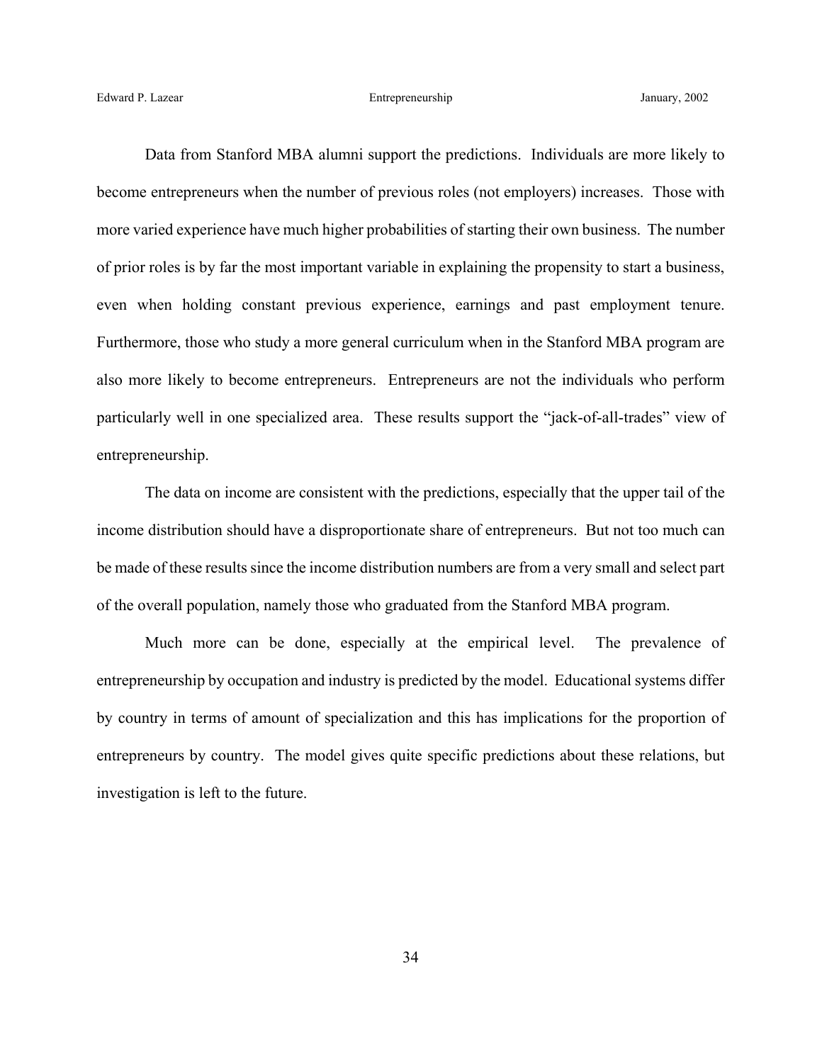Data from Stanford MBA alumni support the predictions. Individuals are more likely to become entrepreneurs when the number of previous roles (not employers) increases. Those with more varied experience have much higher probabilities of starting their own business. The number of prior roles is by far the most important variable in explaining the propensity to start a business, even when holding constant previous experience, earnings and past employment tenure. Furthermore, those who study a more general curriculum when in the Stanford MBA program are also more likely to become entrepreneurs. Entrepreneurs are not the individuals who perform particularly well in one specialized area. These results support the "jack-of-all-trades" view of entrepreneurship.

The data on income are consistent with the predictions, especially that the upper tail of the income distribution should have a disproportionate share of entrepreneurs. But not too much can be made of these results since the income distribution numbers are from a very small and select part of the overall population, namely those who graduated from the Stanford MBA program.

Much more can be done, especially at the empirical level. The prevalence of entrepreneurship by occupation and industry is predicted by the model. Educational systems differ by country in terms of amount of specialization and this has implications for the proportion of entrepreneurs by country. The model gives quite specific predictions about these relations, but investigation is left to the future.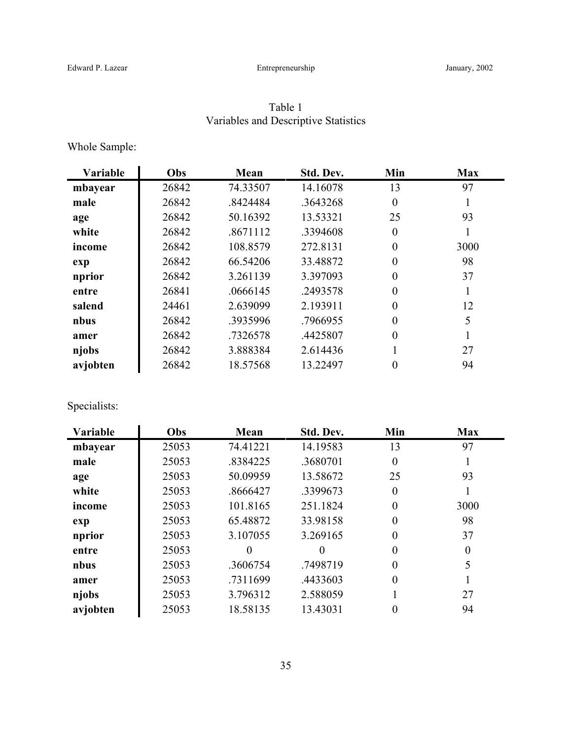Table 1
Variables and Descriptive Statistics

Whole Sample:

| Variable | Obs | Mean | Std. Dev. | Min | Max |
|---|---|---|---|---|---|
| **mbayear** | 26842 | 74.33507 | 14.16078 | 13 | 97 |
| **male** | 26842 | .8424484 | .3643268 | 0 | 1 |
| **age** | 26842 | 50.16392 | 13.53321 | 25 | 93 |
| **white** | 26842 | .8671112 | .3394608 | 0 | 1 |
| **income** | 26842 | 108.8579 | 272.8131 | 0 | 3000 |
| **exp** | 26842 | 66.54206 | 33.48872 | 0 | 98 |
| **nprior** | 26842 | 3.261139 | 3.397093 | 0 | 37 |
| **entre** | 26841 | .0666145 | .2493578 | 0 | 1 |
| **salend** | 24461 | 2.639099 | 2.193911 | 0 | 12 |
| **nbus** | 26842 | .3935996 | .7966955 | 0 | 5 |
| **amer** | 26842 | .7326578 | .4425807 | 0 | 1 |
| **njobs** | 26842 | 3.888384 | 2.614436 | 1 | 27 |
| **avjobten** | 26842 | 18.57568 | 13.22497 | 0 | 94 |

Specialists:

| Variable | Obs | Mean | Std. Dev. | Min | Max |
|---|---|---|---|---|---|
| **mbayear** | 25053 | 74.41221 | 14.19583 | 13 | 97 |
| **male** | 25053 | .8384225 | .3680701 | 0 | 1 |
| **age** | 25053 | 50.09959 | 13.58672 | 25 | 93 |
| **white** | 25053 | .8666427 | .3399673 | 0 | 1 |
| **income** | 25053 | 101.8165 | 251.1824 | 0 | 3000 |
| **exp** | 25053 | 65.48872 | 33.98158 | 0 | 98 |
| **nprior** | 25053 | 3.107055 | 3.269165 | 0 | 37 |
| **entre** | 25053 | 0 | 0 | 0 | 0 |
| **nbus** | 25053 | .3606754 | .7498719 | 0 | 5 |
| **amer** | 25053 | .7311699 | .4433603 | 0 | 1 |
| **njobs** | 25053 | 3.796312 | 2.588059 | 1 | 27 |
| **avjobten** | 25053 | 18.58135 | 13.43031 | 0 | 94 |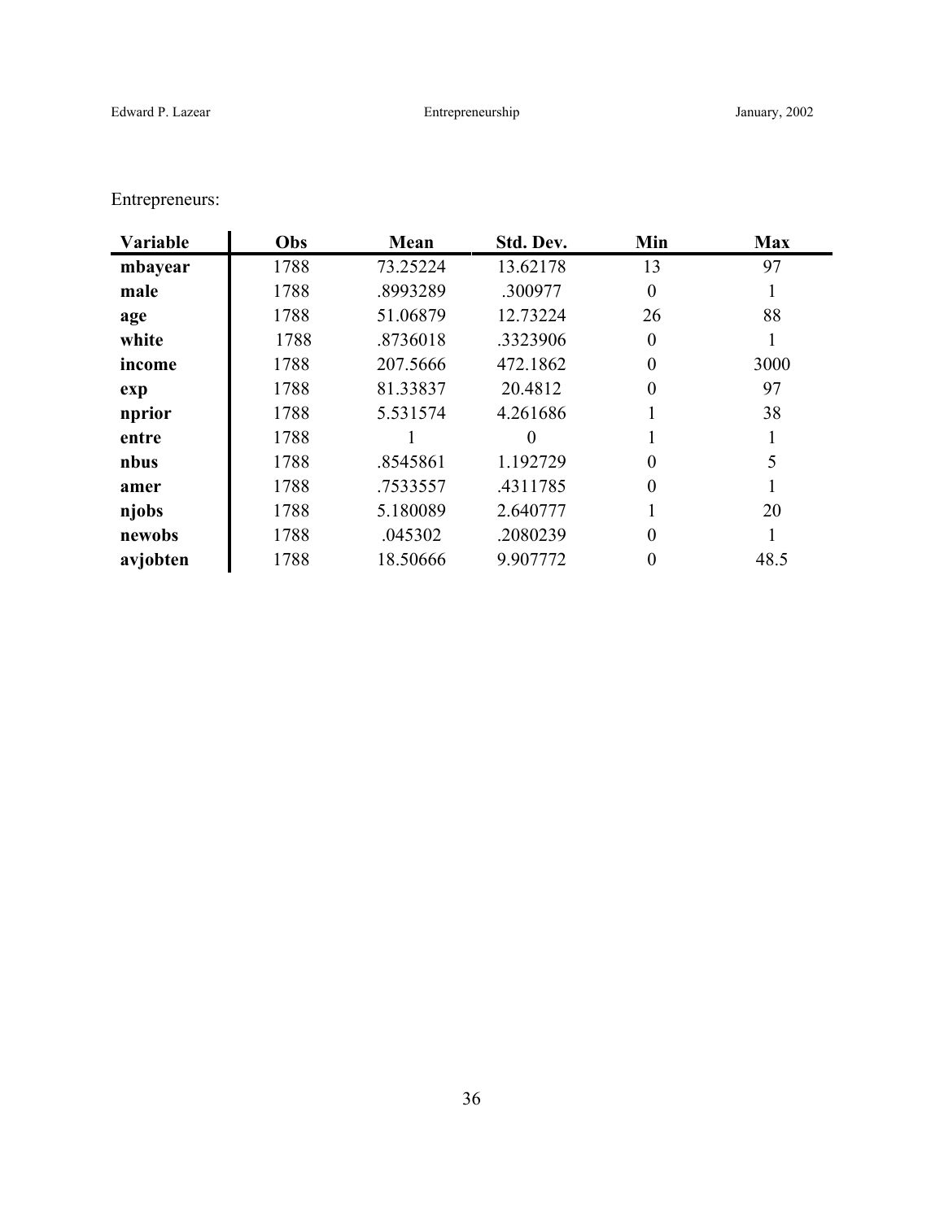Entrepreneurs:

| Variable | Obs | Mean | Std. Dev. | Min | Max |
|---|---|---|---|---|---|
| **mbayear** | 1788 | 73.25224 | 13.62178 | 13 | 97 |
| **male** | 1788 | .8993289 | .300977 | 0 | 1 |
| **age** | 1788 | 51.06879 | 12.73224 | 26 | 88 |
| **white** | 1788 | .8736018 | .3323906 | 0 | 1 |
| **income** | 1788 | 207.5666 | 472.1862 | 0 | 3000 |
| **exp** | 1788 | 81.33837 | 20.4812 | 0 | 97 |
| **nprior** | 1788 | 5.531574 | 4.261686 | 1 | 38 |
| **entre** | 1788 | 1 | 0 | 1 | 1 |
| **nbus** | 1788 | .8545861 | 1.192729 | 0 | 5 |
| **amer** | 1788 | .7533557 | .4311785 | 0 | 1 |
| **njobs** | 1788 | 5.180089 | 2.640777 | 1 | 20 |
| **newobs** | 1788 | .045302 | .2080239 | 0 | 1 |
| **avjobten** | 1788 | 18.50666 | 9.907772 | 0 | 48.5 |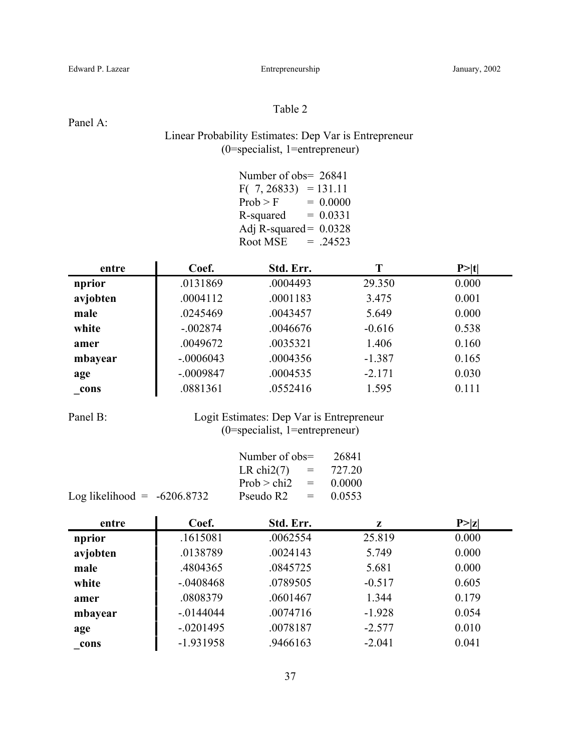# Table 2

Panel A:

## Linear Probability Estimates: Dep Var is Entrepreneur
(0=specialist, 1=entrepreneur)

Number of obs= 26841
F( 7, 26833) = 131.11
Prob > F = 0.0000
R-squared = 0.0331
Adj R-squared = 0.0328
Root MSE = .24523

| entre | Coef. | Std. Err. | T | P>\|t\| |
|---|---|---|---|---|
| **nprior** | .0131869 | .0004493 | 29.350 | 0.000 |
| **avjobten** | .0004112 | .0001183 | 3.475 | 0.001 |
| **male** | .0245469 | .0043457 | 5.649 | 0.000 |
| **white** | -.002874 | .0046676 | -0.616 | 0.538 |
| **amer** | .0049672 | .0035321 | 1.406 | 0.160 |
| **mbayear** | -.0006043 | .0004356 | -1.387 | 0.165 |
| **age** | -.0009847 | .0004535 | -2.171 | 0.030 |
| **_cons** | .0881361 | .0552416 | 1.595 | 0.111 |

Panel B:

## Logit Estimates: Dep Var is Entrepreneur
(0=specialist, 1=entrepreneur)

Number of obs= 26841
LR chi2(7) = 727.20
Prob > chi2 = 0.0000
Log likelihood = -6206.8732
Pseudo R2 = 0.0553

| entre | Coef. | Std. Err. | z | P>\|z\| |
|---|---|---|---|---|
| **nprior** | .1615081 | .0062554 | 25.819 | 0.000 |
| **avjobten** | .0138789 | .0024143 | 5.749 | 0.000 |
| **male** | .4804365 | .0845725 | 5.681 | 0.000 |
| **white** | -.0408468 | .0789505 | -0.517 | 0.605 |
| **amer** | .0808379 | .0601467 | 1.344 | 0.179 |
| **mbayear** | -.0144044 | .0074716 | -1.928 | 0.054 |
| **age** | -.0201495 | .0078187 | -2.577 | 0.010 |
| **_cons** | -1.931958 | .9466163 | -2.041 | 0.041 |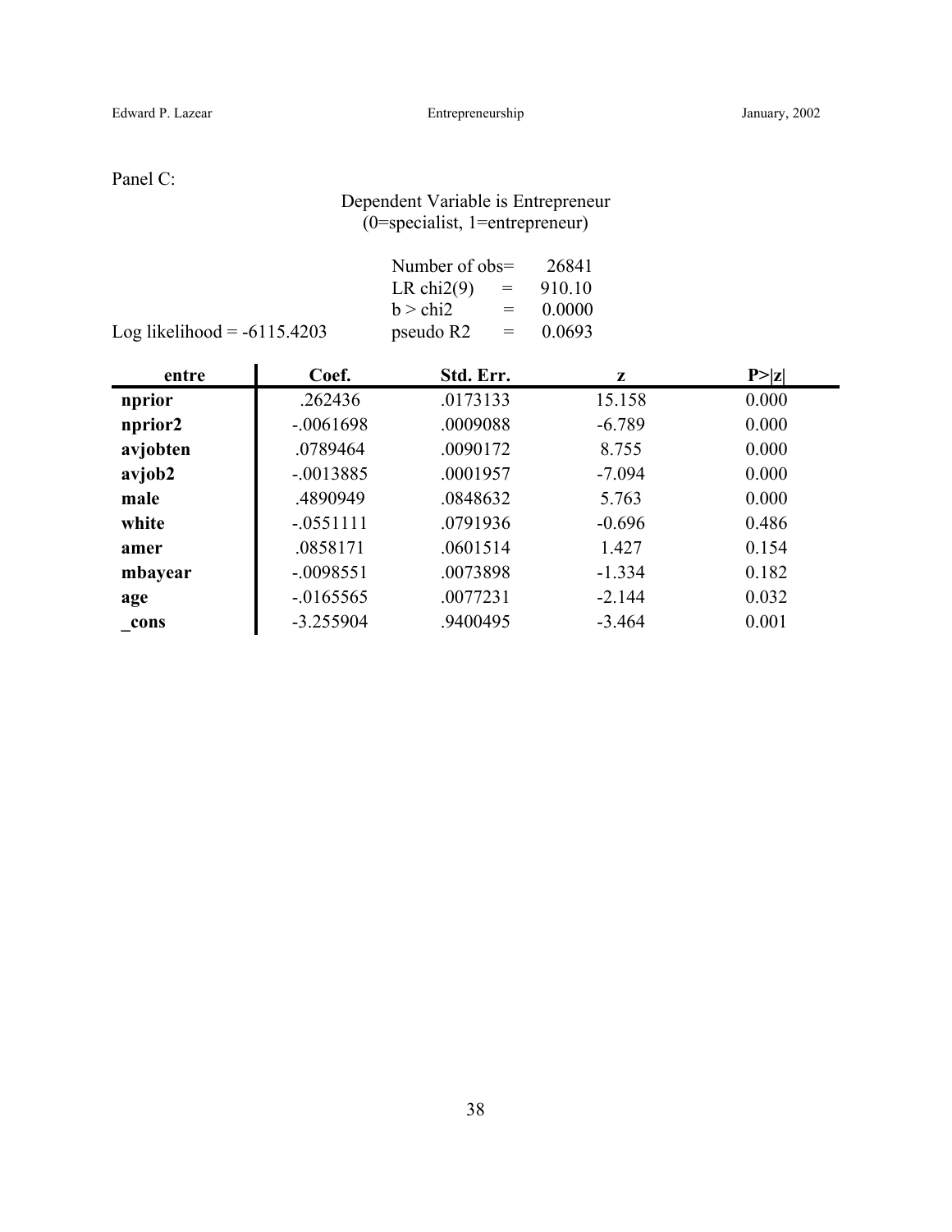Panel C:

Dependent Variable is Entrepreneur
(0=specialist, 1=entrepreneur)

Number of obs= 26841
LR chi2(9) = 910.10
b > chi2 = 0.0000
Log likelihood = -6115.4203 pseudo R2 = 0.0693

| entre | Coef. | Std. Err. | z | P>\|z\| |
|---|---|---|---|---|
| **nprior** | .262436 | .0173133 | 15.158 | 0.000 |
| **nprior2** | -.0061698 | .0009088 | -6.789 | 0.000 |
| **avjobten** | .0789464 | .0090172 | 8.755 | 0.000 |
| **avjob2** | -.0013885 | .0001957 | -7.094 | 0.000 |
| **male** | .4890949 | .0848632 | 5.763 | 0.000 |
| **white** | -.0551111 | .0791936 | -0.696 | 0.486 |
| **amer** | .0858171 | .0601514 | 1.427 | 0.154 |
| **mbayear** | -.0098551 | .0073898 | -1.334 | 0.182 |
| **age** | -.0165565 | .0077231 | -2.144 | 0.032 |
| **_cons** | -3.255904 | .9400495 | -3.464 | 0.001 |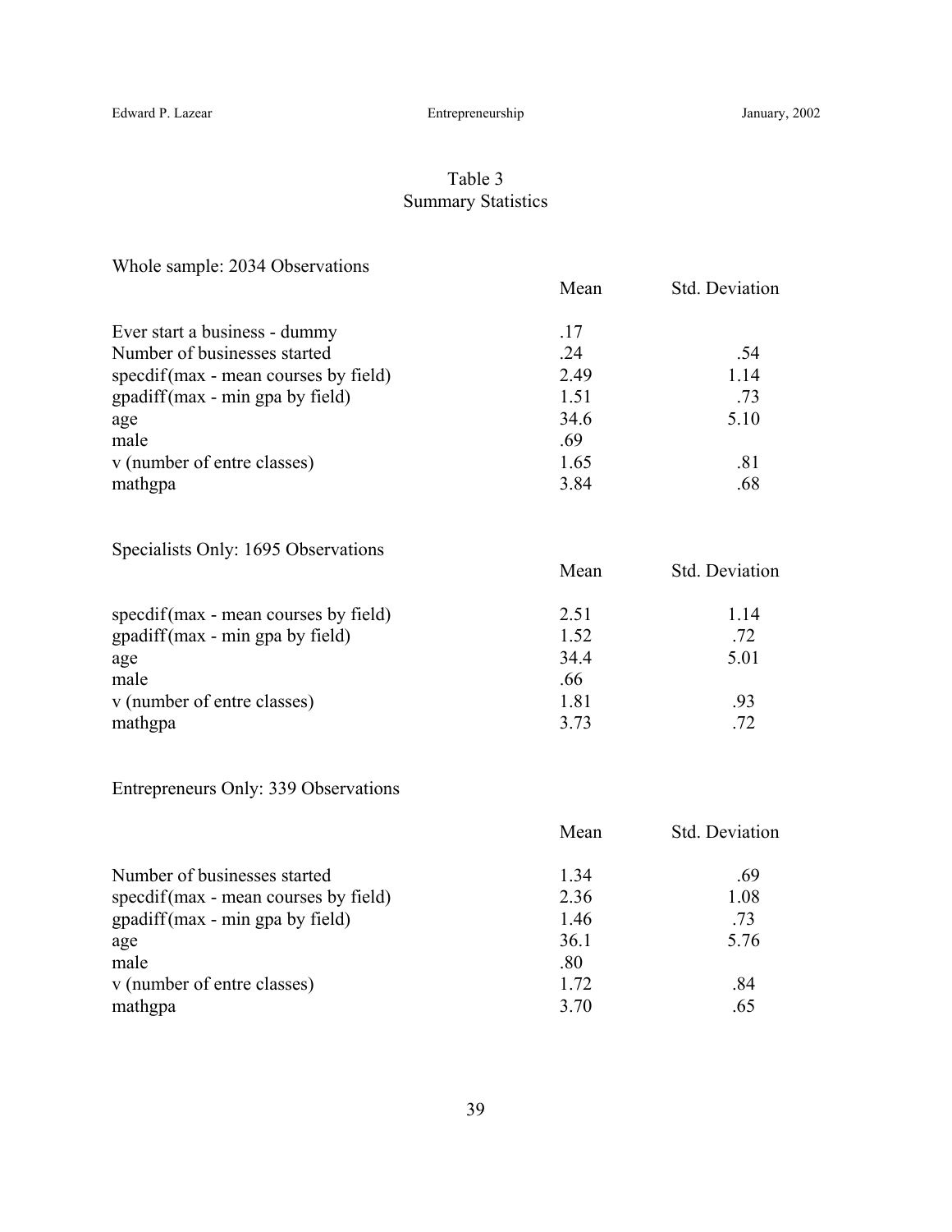Table 3
Summary Statistics

Whole sample: 2034 Observations

| | Mean | Std. Deviation |
|---|---|---|
| Ever start a business - dummy | .17 | |
| Number of businesses started | .24 | .54 |
| specdif(max - mean courses by field) | 2.49 | 1.14 |
| gpadiff(max - min gpa by field) | 1.51 | .73 |
| age | 34.6 | 5.10 |
| male | .69 | |
| v (number of entre classes) | 1.65 | .81 |
| mathgpa | 3.84 | .68 |

Specialists Only: 1695 Observations

| | Mean | Std. Deviation |
|---|---|---|
| specdif(max - mean courses by field) | 2.51 | 1.14 |
| gpadiff(max - min gpa by field) | 1.52 | .72 |
| age | 34.4 | 5.01 |
| male | .66 | |
| v (number of entre classes) | 1.81 | .93 |
| mathgpa | 3.73 | .72 |

Entrepreneurs Only: 339 Observations

| | Mean | Std. Deviation |
|---|---|---|
| Number of businesses started | 1.34 | .69 |
| specdif(max - mean courses by field) | 2.36 | 1.08 |
| gpadiff(max - min gpa by field) | 1.46 | .73 |
| age | 36.1 | 5.76 |
| male | .80 | |
| v (number of entre classes) | 1.72 | .84 |
| mathgpa | 3.70 | .65 |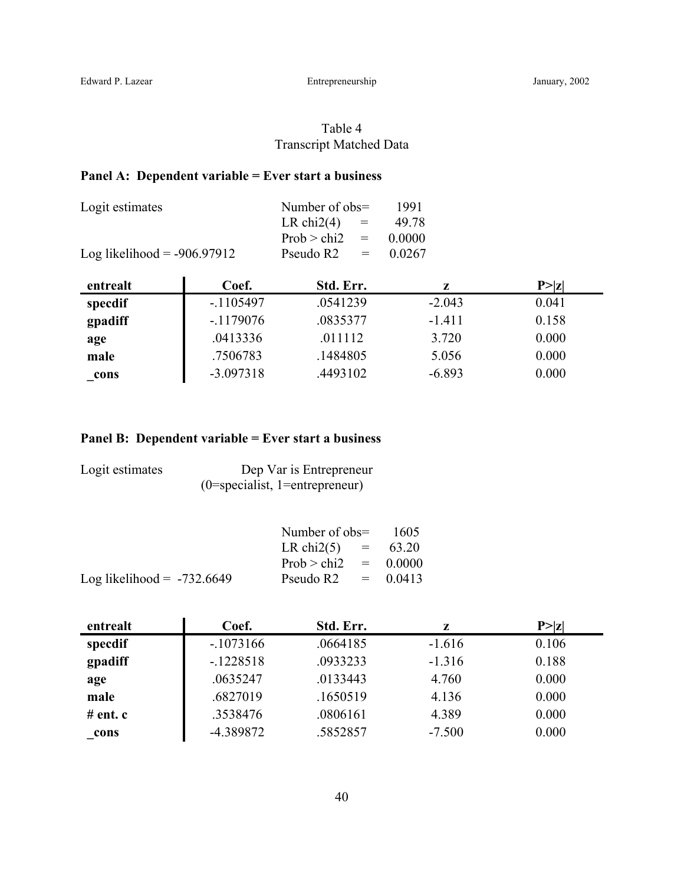Table 4
Transcript Matched Data

**Panel A: Dependent variable = Ever start a business**

Logit estimates

Number of obs= 1991
LR chi2(4) = 49.78
Prob > chi2 = 0.0000
Log likelihood = -906.97912 Pseudo R2 = 0.0267

| entrealt | Coef. | Std. Err. | z | P>\|z\| |
|---|---|---|---|---|
| **specdif** | -.1105497 | .0541239 | -2.043 | 0.041 |
| **gpadiff** | -.1179076 | .0835377 | -1.411 | 0.158 |
| **age** | .0413336 | .011112 | 3.720 | 0.000 |
| **male** | .7506783 | .1484805 | 5.056 | 0.000 |
| **_cons** | -3.097318 | .4493102 | -6.893 | 0.000 |

**Panel B: Dependent variable = Ever start a business**

Logit estimates Dep Var is Entrepreneur
(0=specialist, 1=entrepreneur)

Number of obs= 1605
LR chi2(5) = 63.20
Prob > chi2 = 0.0000
Log likelihood = -732.6649 Pseudo R2 = 0.0413

| entrealt | Coef. | Std. Err. | z | P>\|z\| |
|---|---|---|---|---|
| **specdif** | -.1073166 | .0664185 | -1.616 | 0.106 |
| **gpadiff** | -.1228518 | .0933233 | -1.316 | 0.188 |
| **age** | .0635247 | .0133443 | 4.760 | 0.000 |
| **male** | .6827019 | .1650519 | 4.136 | 0.000 |
| **# ent. c** | .3538476 | .0806161 | 4.389 | 0.000 |
| **_cons** | -4.389872 | .5852857 | -7.500 | 0.000 |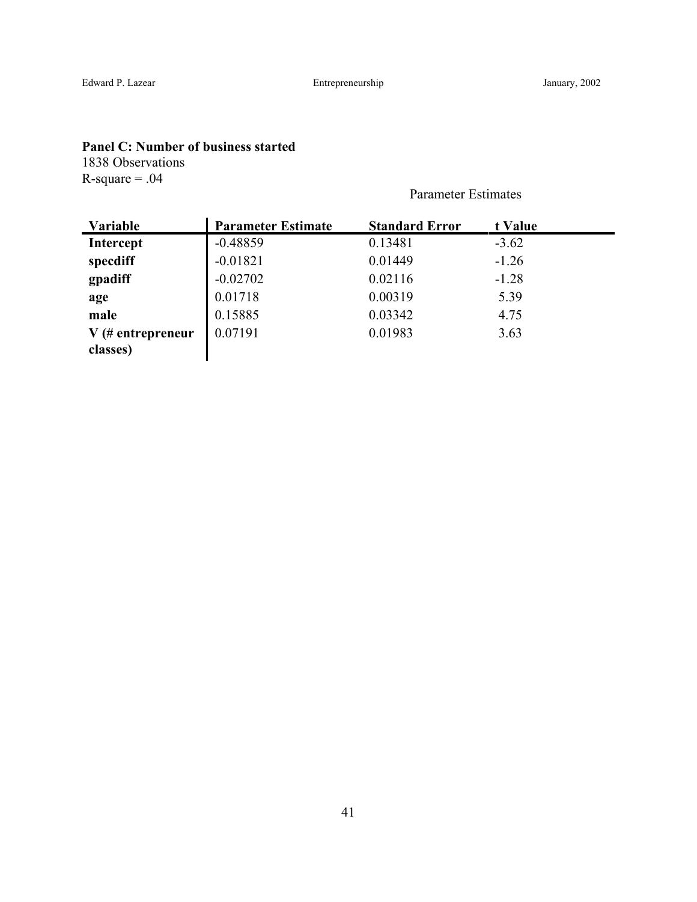**Panel C: Number of business started**

1838 Observations

R-square = .04

Parameter Estimates

| Variable | Parameter Estimate | Standard Error | t Value |
|---|---|---|---|
| **Intercept** | -0.48859 | 0.13481 | -3.62 |
| **specdiff** | -0.01821 | 0.01449 | -1.26 |
| **gpadiff** | -0.02702 | 0.02116 | -1.28 |
| **age** | 0.01718 | 0.00319 | 5.39 |
| **male** | 0.15885 | 0.03342 | 4.75 |
| **V (# entrepreneur classes)** | 0.07191 | 0.01983 | 3.63 |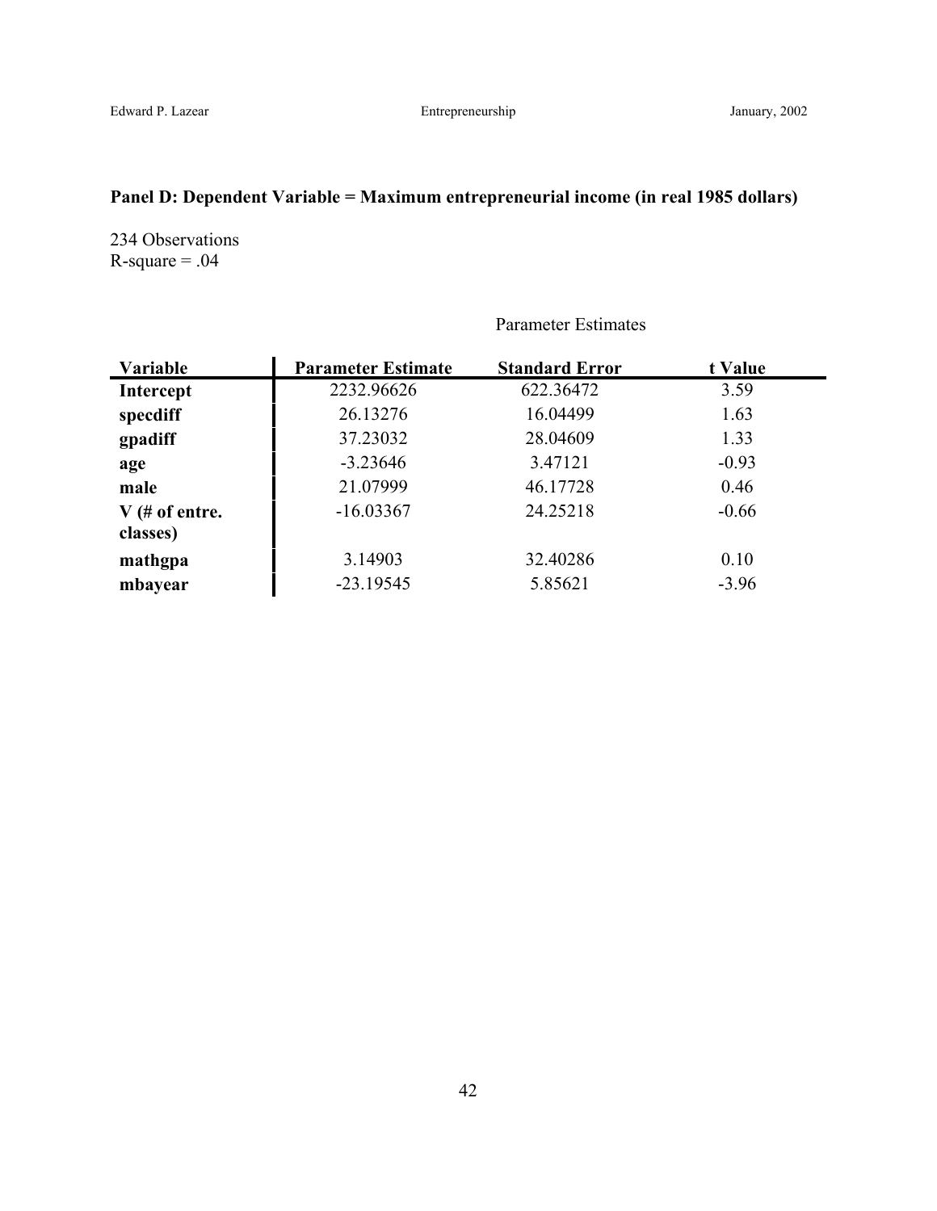**Panel D: Dependent Variable = Maximum entrepreneurial income (in real 1985 dollars)**

234 Observations
R-square = .04

Parameter Estimates

| Variable | Parameter Estimate | Standard Error | t Value |
|---|---|---|---|
| **Intercept** | 2232.96626 | 622.36472 | 3.59 |
| **specdiff** | 26.13276 | 16.04499 | 1.63 |
| **gpadiff** | 37.23032 | 28.04609 | 1.33 |
| **age** | -3.23646 | 3.47121 | -0.93 |
| **male** | 21.07999 | 46.17728 | 0.46 |
| **V (# of entre. classes)** | -16.03367 | 24.25218 | -0.66 |
| **mathgpa** | 3.14903 | 32.40286 | 0.10 |
| **mbayear** | -23.19545 | 5.85621 | -3.96 |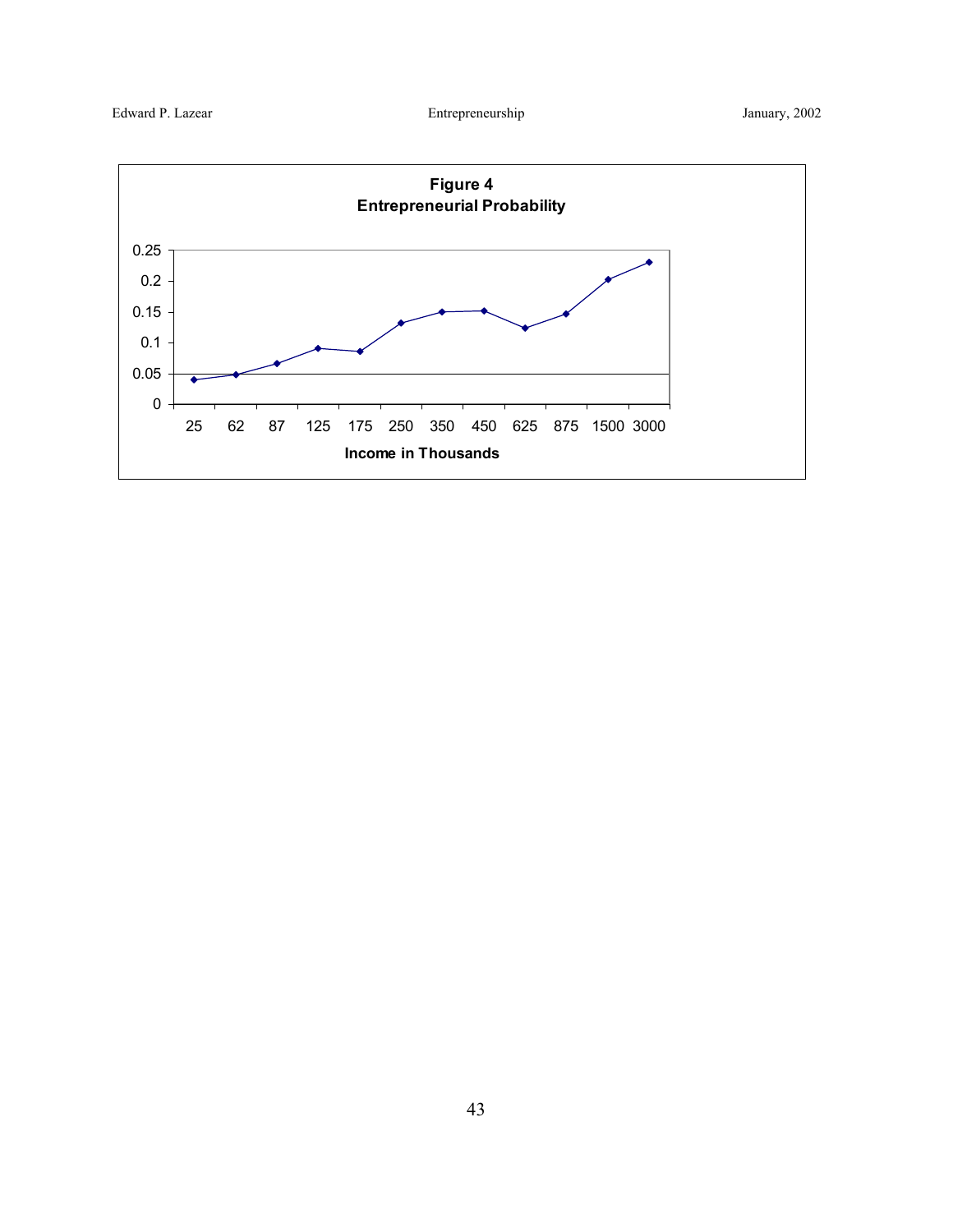**Figure 4**
**Entrepreneurial Probability**

0.25
0.2
0.15
0.1
0.05
0

25 62 87 125 175 250 350 450 625 875 1500 3000

**Income in Thousands**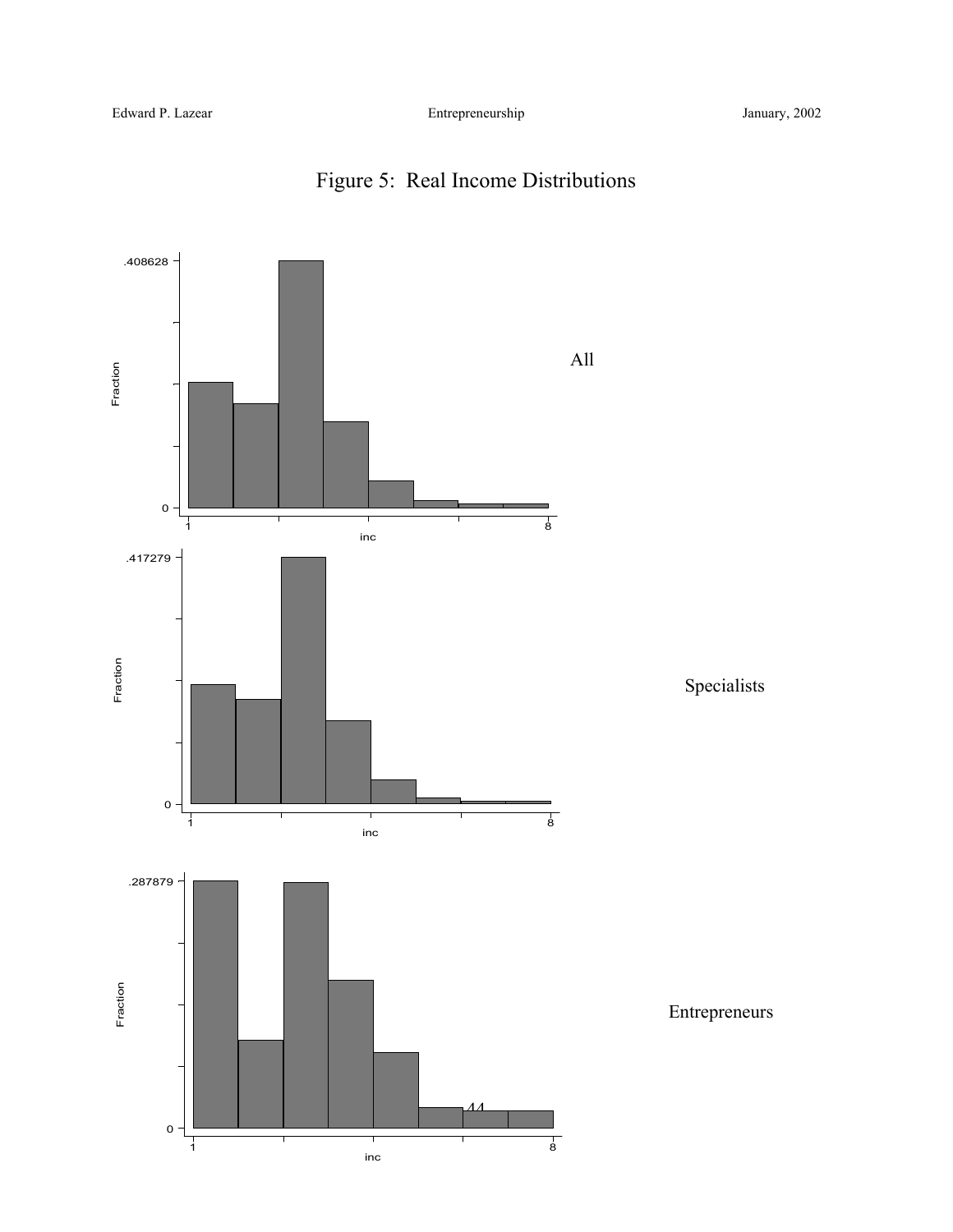# Figure 5: Real Income Distributions

.408628

Fraction

0

1

8

inc

All

.417279

Fraction

0

1

8

inc

Specialists

.287879

Fraction

0

1

8

inc

Entrepreneurs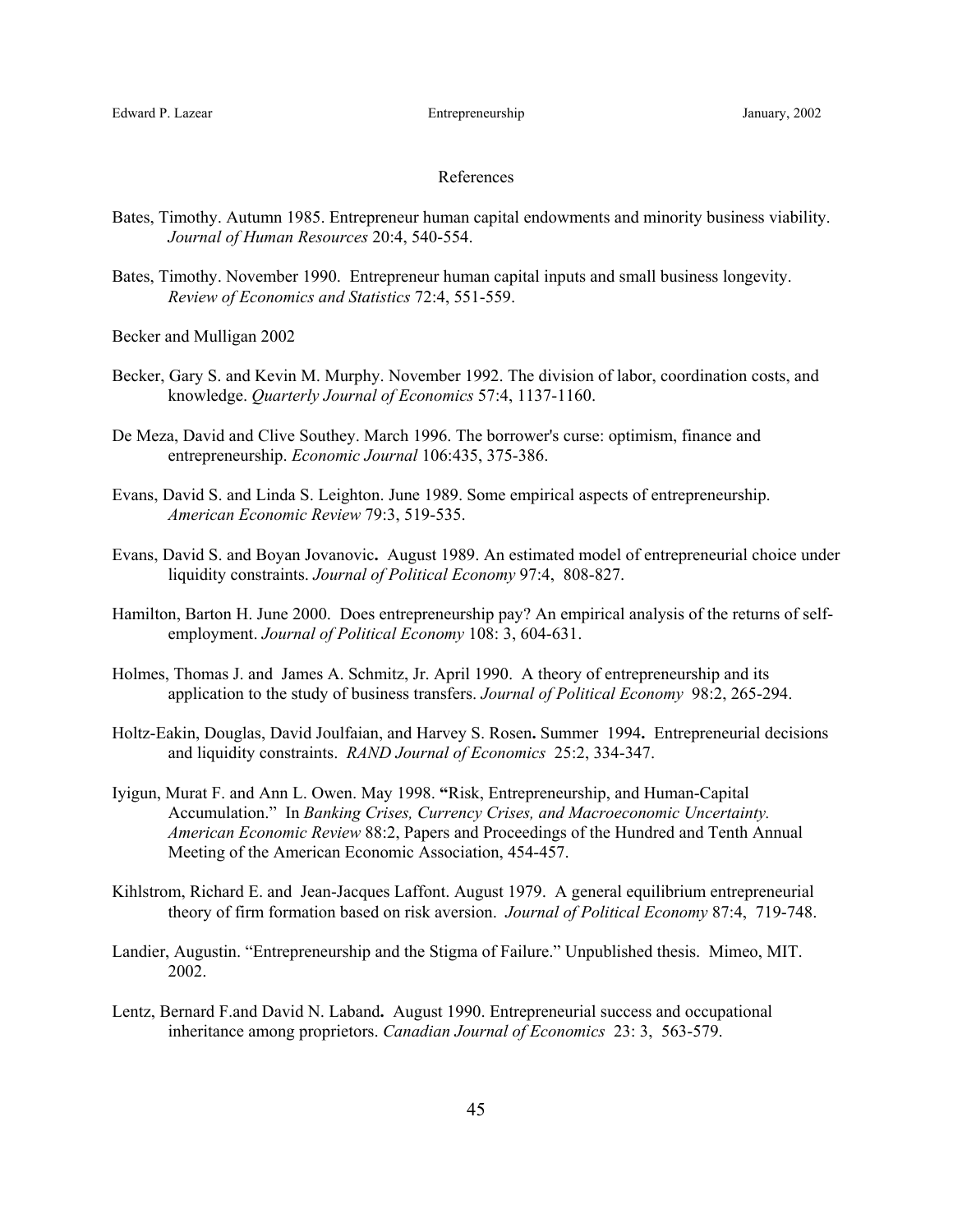# References

Bates, Timothy. Autumn 1985. Entrepreneur human capital endowments and minority business viability. *Journal of Human Resources* 20:4, 540-554.

Bates, Timothy. November 1990. Entrepreneur human capital inputs and small business longevity. *Review of Economics and Statistics* 72:4, 551-559.

Becker and Mulligan 2002

Becker, Gary S. and Kevin M. Murphy. November 1992. The division of labor, coordination costs, and knowledge. *Quarterly Journal of Economics* 57:4, 1137-1160.

De Meza, David and Clive Southey. March 1996. The borrower's curse: optimism, finance and entrepreneurship. *Economic Journal* 106:435, 375-386.

Evans, David S. and Linda S. Leighton. June 1989. Some empirical aspects of entrepreneurship. *American Economic Review* 79:3, 519-535.

Evans, David S. and Boyan Jovanovic**.** August 1989. An estimated model of entrepreneurial choice under liquidity constraints. *Journal of Political Economy* 97:4, 808-827.

Hamilton, Barton H. June 2000. Does entrepreneurship pay? An empirical analysis of the returns of self-employment. *Journal of Political Economy* 108: 3, 604-631.

Holmes, Thomas J. and James A. Schmitz, Jr. April 1990. A theory of entrepreneurship and its application to the study of business transfers. *Journal of Political Economy* 98:2, 265-294.

Holtz-Eakin, Douglas, David Joulfaian, and Harvey S. Rosen**.** Summer 1994**.** Entrepreneurial decisions and liquidity constraints. *RAND Journal of Economics* 25:2, 334-347.

Iyigun, Murat F. and Ann L. Owen. May 1998. **"**Risk, Entrepreneurship, and Human-Capital Accumulation." In *Banking Crises, Currency Crises, and Macroeconomic Uncertainty. American Economic Review* 88:2, Papers and Proceedings of the Hundred and Tenth Annual Meeting of the American Economic Association, 454-457.

Kihlstrom, Richard E. and Jean-Jacques Laffont. August 1979. A general equilibrium entrepreneurial theory of firm formation based on risk aversion. *Journal of Political Economy* 87:4, 719-748.

Landier, Augustin. "Entrepreneurship and the Stigma of Failure." Unpublished thesis. Mimeo, MIT. 2002.

Lentz, Bernard F.and David N. Laband**.** August 1990. Entrepreneurial success and occupational inheritance among proprietors. *Canadian Journal of Economics* 23: 3, 563-579.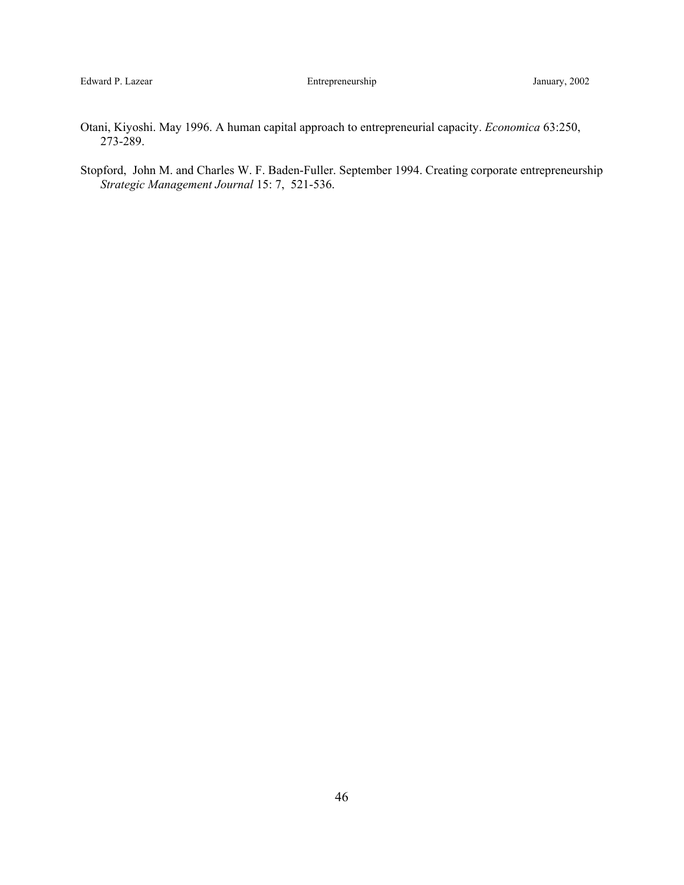Otani, Kiyoshi. May 1996. A human capital approach to entrepreneurial capacity. *Economica* 63:250, 273-289.

Stopford, John M. and Charles W. F. Baden-Fuller. September 1994. Creating corporate entrepreneurship *Strategic Management Journal* 15: 7, 521-536.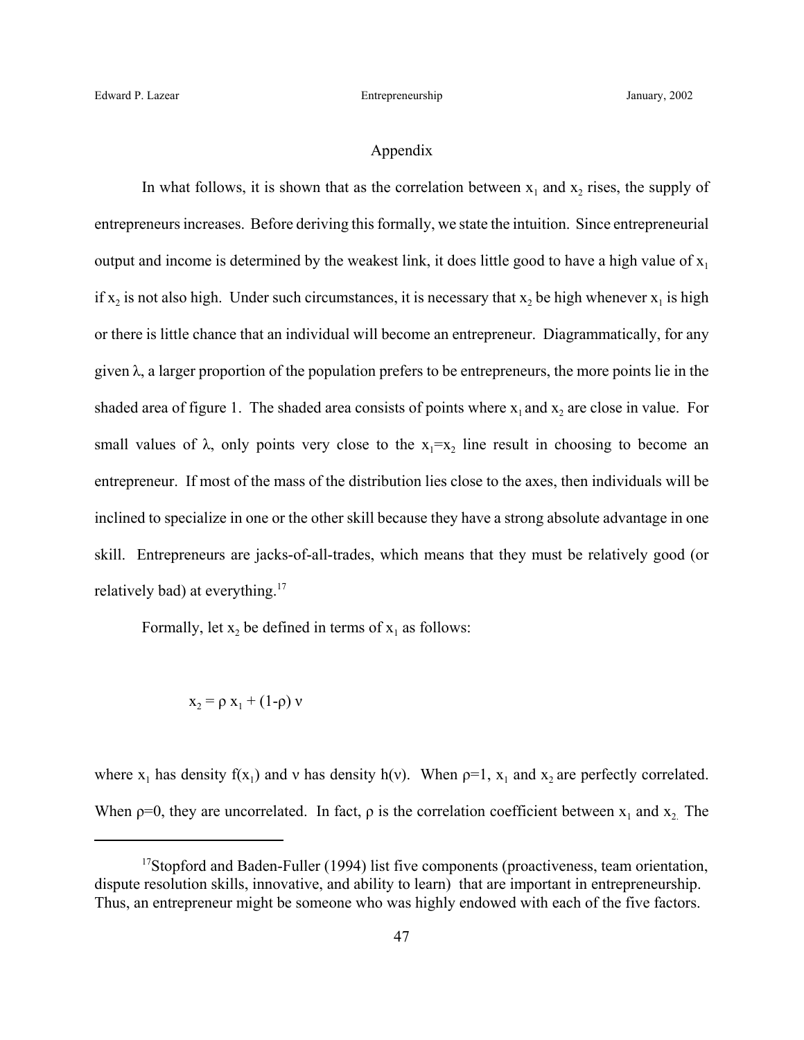## Appendix

In what follows, it is shown that as the correlation between $x_1$ and $x_2$ rises, the supply of entrepreneurs increases. Before deriving this formally, we state the intuition. Since entrepreneurial output and income is determined by the weakest link, it does little good to have a high value of $x_1$ if $x_2$ is not also high. Under such circumstances, it is necessary that $x_2$ be high whenever $x_1$ is high or there is little chance that an individual will become an entrepreneur. Diagrammatically, for any given $\lambda$, a larger proportion of the population prefers to be entrepreneurs, the more points lie in the shaded area of figure 1. The shaded area consists of points where $x_1$ and $x_2$ are close in value. For small values of $\lambda$, only points very close to the $x_1=x_2$ line result in choosing to become an entrepreneur. If most of the mass of the distribution lies close to the axes, then individuals will be inclined to specialize in one or the other skill because they have a strong absolute advantage in one skill. Entrepreneurs are jacks-of-all-trades, which means that they must be relatively good (or relatively bad) at everything.[17]

Formally, let $x_2$ be defined in terms of $x_1$ as follows:

$$x_2 = \rho \, x_1 + (1-\rho) \, \nu$$

where $x_1$ has density $f(x_1)$ and $\nu$ has density $h(\nu)$. When $\rho=1$, $x_1$ and $x_2$ are perfectly correlated. When $\rho=0$, they are uncorrelated. In fact, $\rho$ is the correlation coefficient between $x_1$ and $x_2$. The

[17] Stopford and Baden-Fuller (1994) list five components (proactiveness, team orientation, dispute resolution skills, innovative, and ability to learn) that are important in entrepreneurship. Thus, an entrepreneur might be someone who was highly endowed with each of the five factors.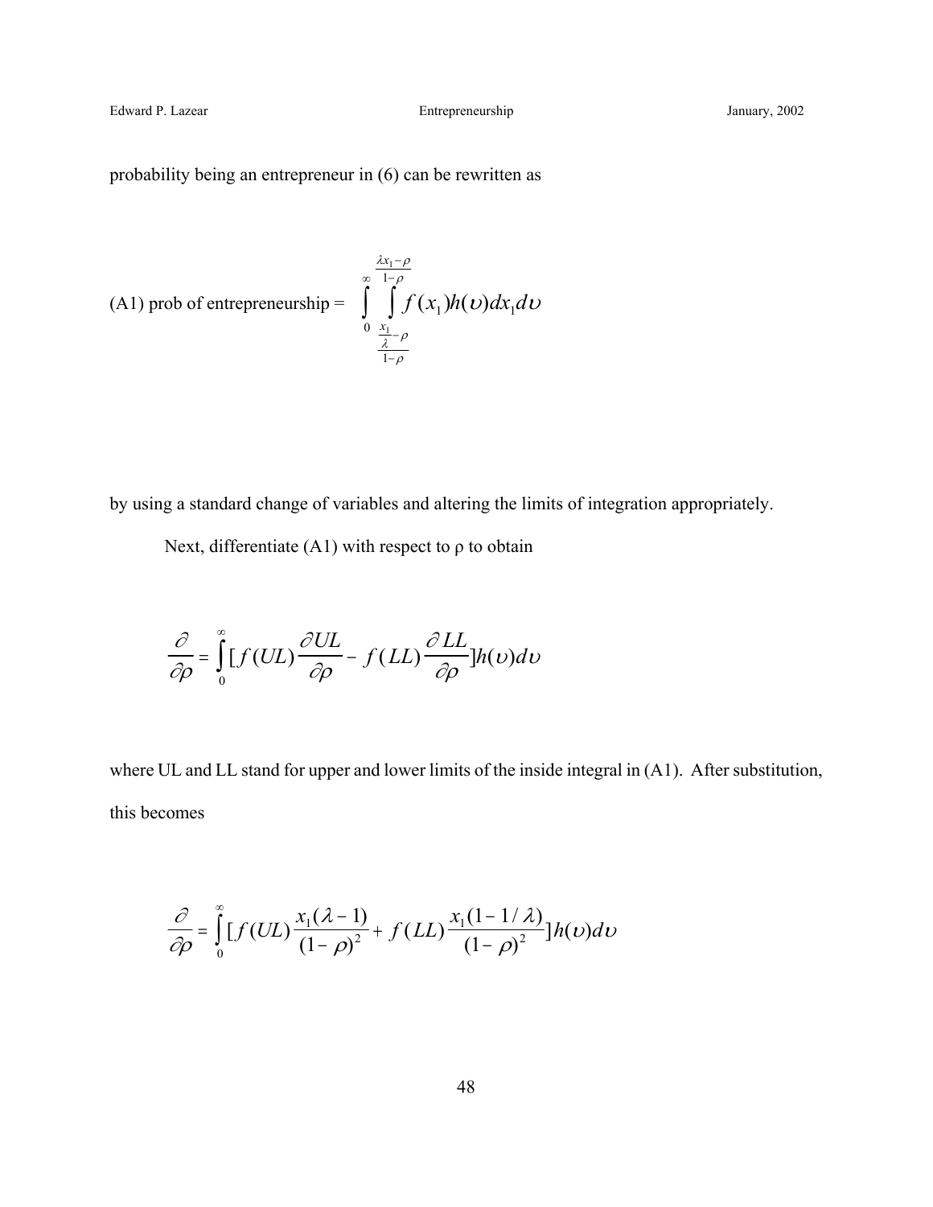probability being an entrepreneur in (6) can be rewritten as

$$\text{(A1) prob of entrepreneurship} = \int_0^\infty \int_{\frac{\frac{x_1}{\lambda}-\rho}{1-\rho}}^{\frac{\lambda x_1-\rho}{1-\rho}} f(x_1)h(\upsilon)dx_1 d\upsilon$$

by using a standard change of variables and altering the limits of integration appropriately.

Next, differentiate (A1) with respect to ρ to obtain

$$\frac{\partial}{\partial \rho} = \int_0^\infty [f(UL)\frac{\partial UL}{\partial \rho} - f(LL)\frac{\partial LL}{\partial \rho}]h(\upsilon)d\upsilon$$

where UL and LL stand for upper and lower limits of the inside integral in (A1). After substitution, this becomes

$$\frac{\partial}{\partial \rho} = \int_0^\infty [f(UL)\frac{x_1(\lambda-1)}{(1-\rho)^2} + f(LL)\frac{x_1(1-1/\lambda)}{(1-\rho)^2}]h(\upsilon)d\upsilon$$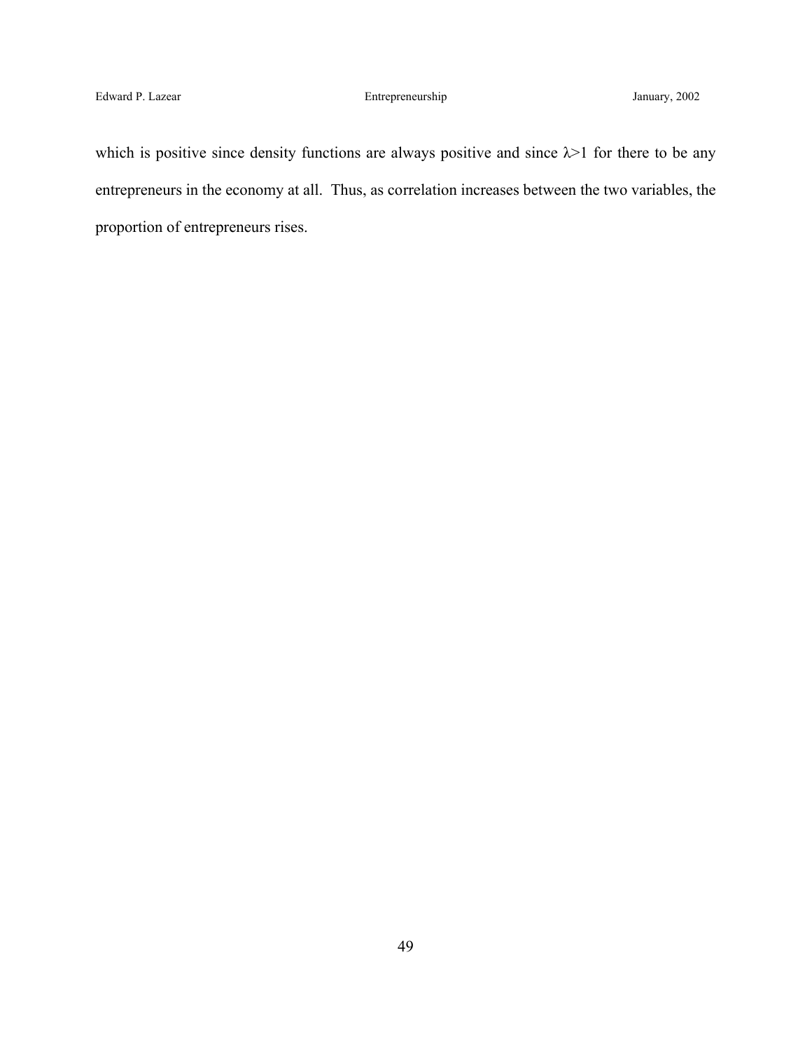which is positive since density functions are always positive and since $\lambda>1$ for there to be any entrepreneurs in the economy at all. Thus, as correlation increases between the two variables, the proportion of entrepreneurs rises.